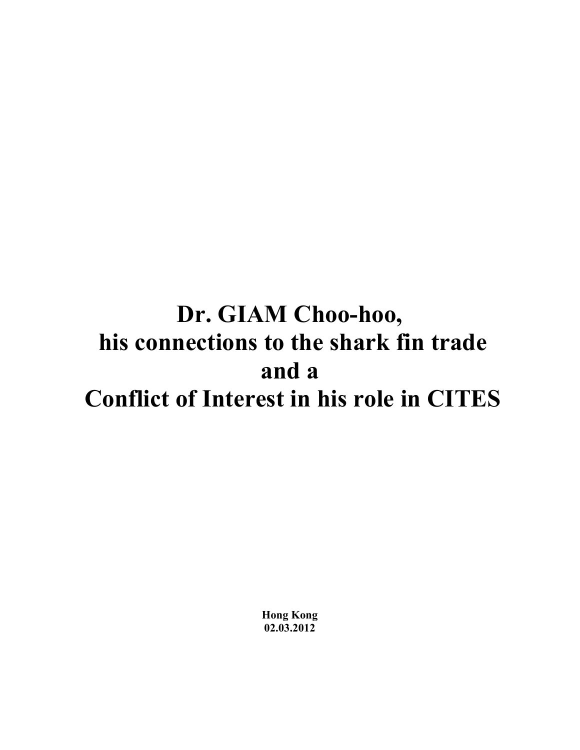# Dr. GIAM Choo-hoo, his connections to the shark fin trade and a Conflict of Interest in his role in CITES

**Hong Kong**
**02.03.2012**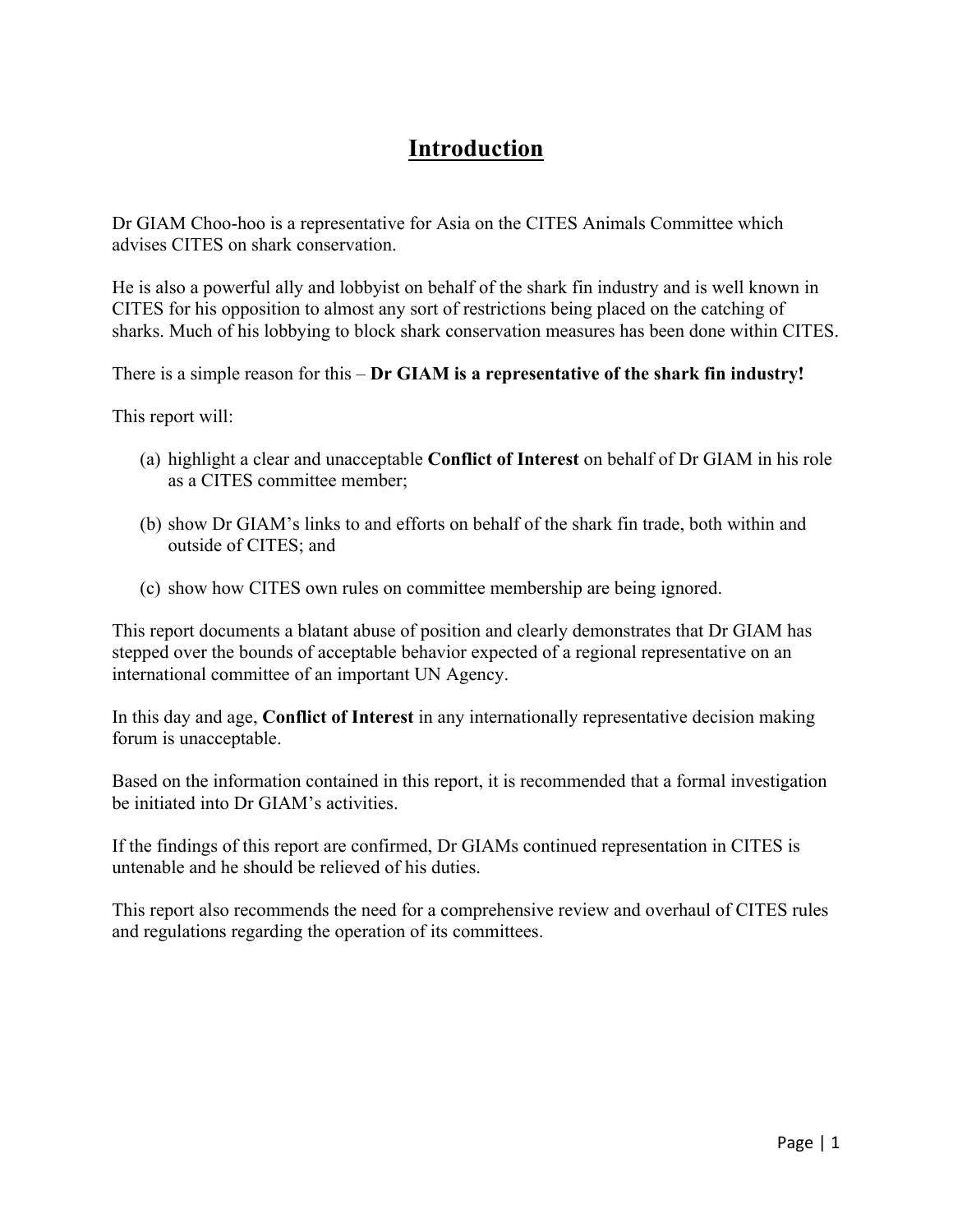# Introduction

Dr GIAM Choo-hoo is a representative for Asia on the CITES Animals Committee which advises CITES on shark conservation.

He is also a powerful ally and lobbyist on behalf of the shark fin industry and is well known in CITES for his opposition to almost any sort of restrictions being placed on the catching of sharks. Much of his lobbying to block shark conservation measures has been done within CITES.

There is a simple reason for this – **Dr GIAM is a representative of the shark fin industry!**

This report will:

(a) highlight a clear and unacceptable **Conflict of Interest** on behalf of Dr GIAM in his role as a CITES committee member;

(b) show Dr GIAM's links to and efforts on behalf of the shark fin trade, both within and outside of CITES; and

(c) show how CITES own rules on committee membership are being ignored.

This report documents a blatant abuse of position and clearly demonstrates that Dr GIAM has stepped over the bounds of acceptable behavior expected of a regional representative on an international committee of an important UN Agency.

In this day and age, **Conflict of Interest** in any internationally representative decision making forum is unacceptable.

Based on the information contained in this report, it is recommended that a formal investigation be initiated into Dr GIAM's activities.

If the findings of this report are confirmed, Dr GIAMs continued representation in CITES is untenable and he should be relieved of his duties.

This report also recommends the need for a comprehensive review and overhaul of CITES rules and regulations regarding the operation of its committees.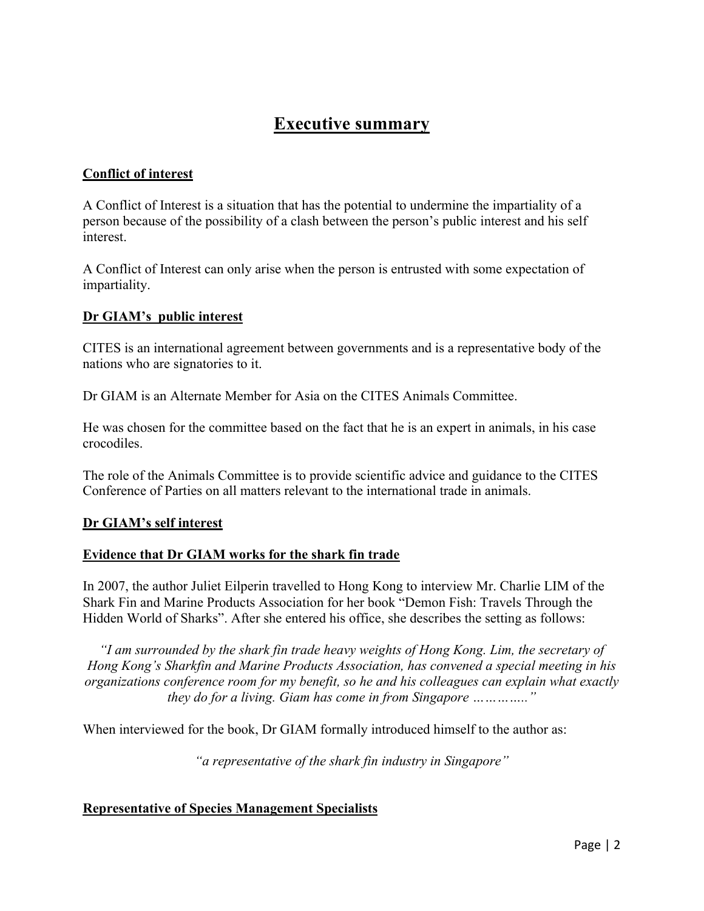# Executive summary

## Conflict of interest

A Conflict of Interest is a situation that has the potential to undermine the impartiality of a person because of the possibility of a clash between the person's public interest and his self interest.

A Conflict of Interest can only arise when the person is entrusted with some expectation of impartiality.

## Dr GIAM's public interest

CITES is an international agreement between governments and is a representative body of the nations who are signatories to it.

Dr GIAM is an Alternate Member for Asia on the CITES Animals Committee.

He was chosen for the committee based on the fact that he is an expert in animals, in his case crocodiles.

The role of the Animals Committee is to provide scientific advice and guidance to the CITES Conference of Parties on all matters relevant to the international trade in animals.

## Dr GIAM's self interest

## Evidence that Dr GIAM works for the shark fin trade

In 2007, the author Juliet Eilperin travelled to Hong Kong to interview Mr. Charlie LIM of the Shark Fin and Marine Products Association for her book "Demon Fish: Travels Through the Hidden World of Sharks". After she entered his office, she describes the setting as follows:

*"I am surrounded by the shark fin trade heavy weights of Hong Kong. Lim, the secretary of Hong Kong's Sharkfin and Marine Products Association, has convened a special meeting in his organizations conference room for my benefit, so he and his colleagues can explain what exactly they do for a living. Giam has come in from Singapore ………….."*

When interviewed for the book, Dr GIAM formally introduced himself to the author as:

*"a representative of the shark fin industry in Singapore"*

## Representative of Species Management Specialists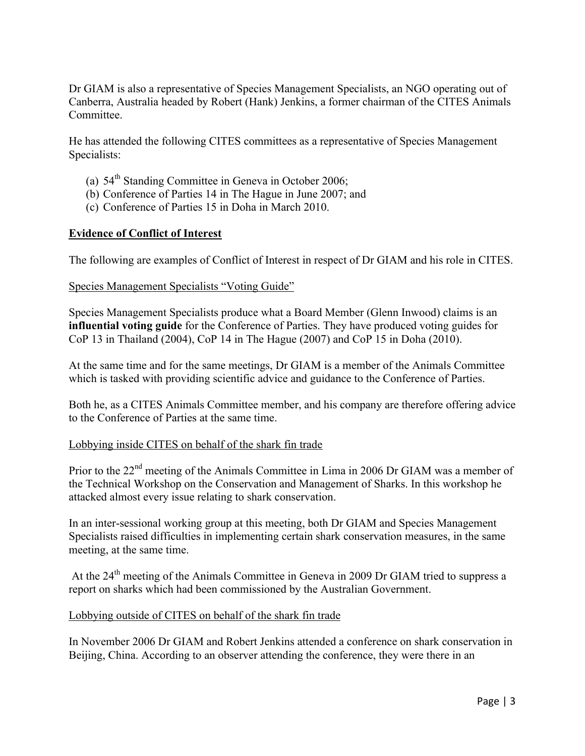Dr GIAM is also a representative of Species Management Specialists, an NGO operating out of Canberra, Australia headed by Robert (Hank) Jenkins, a former chairman of the CITES Animals Committee.

He has attended the following CITES committees as a representative of Species Management Specialists:

(a) 54th Standing Committee in Geneva in October 2006;
(b) Conference of Parties 14 in The Hague in June 2007; and
(c) Conference of Parties 15 in Doha in March 2010.

**Evidence of Conflict of Interest**

The following are examples of Conflict of Interest in respect of Dr GIAM and his role in CITES.

Species Management Specialists "Voting Guide"

Species Management Specialists produce what a Board Member (Glenn Inwood) claims is an **influential voting guide** for the Conference of Parties. They have produced voting guides for CoP 13 in Thailand (2004), CoP 14 in The Hague (2007) and CoP 15 in Doha (2010).

At the same time and for the same meetings, Dr GIAM is a member of the Animals Committee which is tasked with providing scientific advice and guidance to the Conference of Parties.

Both he, as a CITES Animals Committee member, and his company are therefore offering advice to the Conference of Parties at the same time.

Lobbying inside CITES on behalf of the shark fin trade

Prior to the 22nd meeting of the Animals Committee in Lima in 2006 Dr GIAM was a member of the Technical Workshop on the Conservation and Management of Sharks. In this workshop he attacked almost every issue relating to shark conservation.

In an inter-sessional working group at this meeting, both Dr GIAM and Species Management Specialists raised difficulties in implementing certain shark conservation measures, in the same meeting, at the same time.

At the 24th meeting of the Animals Committee in Geneva in 2009 Dr GIAM tried to suppress a report on sharks which had been commissioned by the Australian Government.

Lobbying outside of CITES on behalf of the shark fin trade

In November 2006 Dr GIAM and Robert Jenkins attended a conference on shark conservation in Beijing, China. According to an observer attending the conference, they were there in an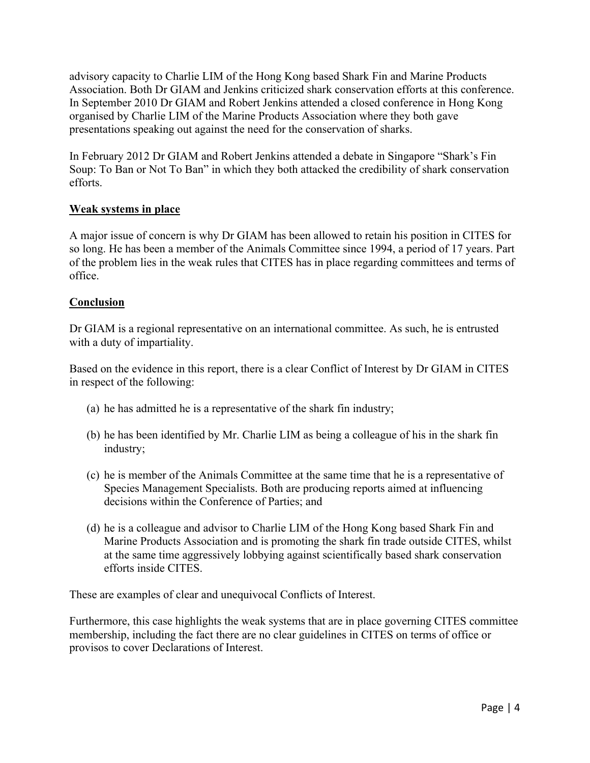advisory capacity to Charlie LIM of the Hong Kong based Shark Fin and Marine Products Association. Both Dr GIAM and Jenkins criticized shark conservation efforts at this conference. In September 2010 Dr GIAM and Robert Jenkins attended a closed conference in Hong Kong organised by Charlie LIM of the Marine Products Association where they both gave presentations speaking out against the need for the conservation of sharks.

In February 2012 Dr GIAM and Robert Jenkins attended a debate in Singapore "Shark's Fin Soup: To Ban or Not To Ban" in which they both attacked the credibility of shark conservation efforts.

## Weak systems in place

A major issue of concern is why Dr GIAM has been allowed to retain his position in CITES for so long. He has been a member of the Animals Committee since 1994, a period of 17 years. Part of the problem lies in the weak rules that CITES has in place regarding committees and terms of office.

## Conclusion

Dr GIAM is a regional representative on an international committee. As such, he is entrusted with a duty of impartiality.

Based on the evidence in this report, there is a clear Conflict of Interest by Dr GIAM in CITES in respect of the following:

(a) he has admitted he is a representative of the shark fin industry;

(b) he has been identified by Mr. Charlie LIM as being a colleague of his in the shark fin industry;

(c) he is member of the Animals Committee at the same time that he is a representative of Species Management Specialists. Both are producing reports aimed at influencing decisions within the Conference of Parties; and

(d) he is a colleague and advisor to Charlie LIM of the Hong Kong based Shark Fin and Marine Products Association and is promoting the shark fin trade outside CITES, whilst at the same time aggressively lobbying against scientifically based shark conservation efforts inside CITES.

These are examples of clear and unequivocal Conflicts of Interest.

Furthermore, this case highlights the weak systems that are in place governing CITES committee membership, including the fact there are no clear guidelines in CITES on terms of office or provisos to cover Declarations of Interest.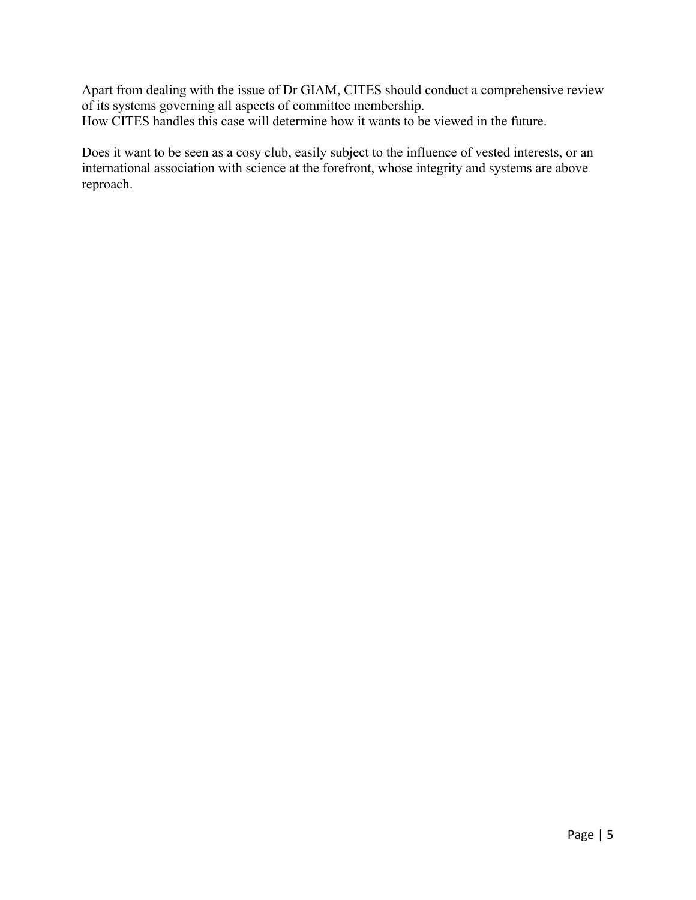Apart from dealing with the issue of Dr GIAM, CITES should conduct a comprehensive review of its systems governing all aspects of committee membership.
How CITES handles this case will determine how it wants to be viewed in the future.

Does it want to be seen as a cosy club, easily subject to the influence of vested interests, or an international association with science at the forefront, whose integrity and systems are above reproach.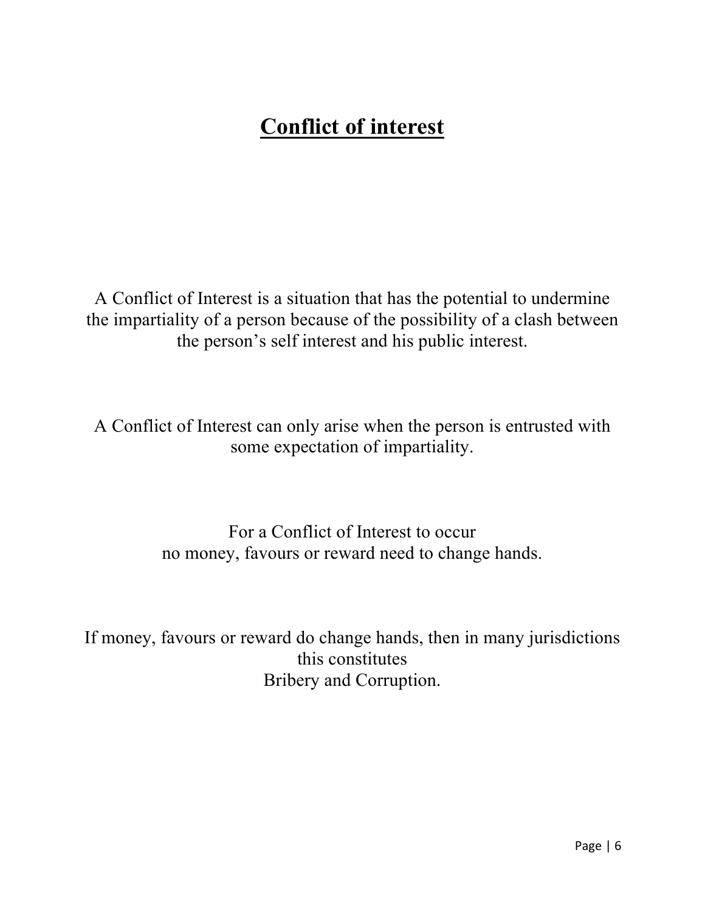# Conflict of interest

A Conflict of Interest is a situation that has the potential to undermine the impartiality of a person because of the possibility of a clash between the person's self interest and his public interest.

A Conflict of Interest can only arise when the person is entrusted with some expectation of impartiality.

For a Conflict of Interest to occur
no money, favours or reward need to change hands.

If money, favours or reward do change hands, then in many jurisdictions this constitutes
Bribery and Corruption.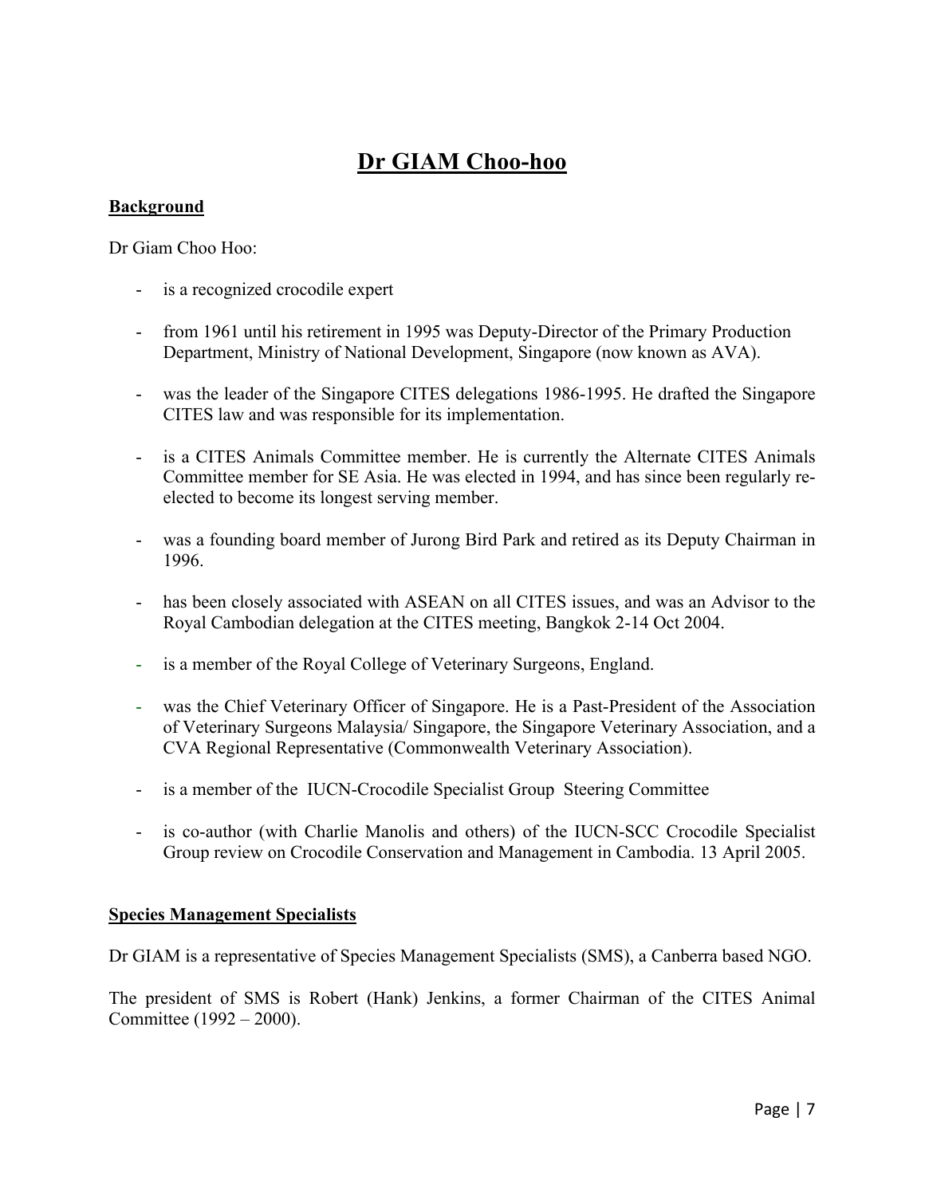# Dr GIAM Choo-hoo

## Background

Dr Giam Choo Hoo:

- is a recognized crocodile expert

- from 1961 until his retirement in 1995 was Deputy-Director of the Primary Production Department, Ministry of National Development, Singapore (now known as AVA).

- was the leader of the Singapore CITES delegations 1986-1995. He drafted the Singapore CITES law and was responsible for its implementation.

- is a CITES Animals Committee member. He is currently the Alternate CITES Animals Committee member for SE Asia. He was elected in 1994, and has since been regularly re-elected to become its longest serving member.

- was a founding board member of Jurong Bird Park and retired as its Deputy Chairman in 1996.

- has been closely associated with ASEAN on all CITES issues, and was an Advisor to the Royal Cambodian delegation at the CITES meeting, Bangkok 2-14 Oct 2004.

- is a member of the Royal College of Veterinary Surgeons, England.

- was the Chief Veterinary Officer of Singapore. He is a Past-President of the Association of Veterinary Surgeons Malaysia/ Singapore, the Singapore Veterinary Association, and a CVA Regional Representative (Commonwealth Veterinary Association).

- is a member of the IUCN-Crocodile Specialist Group Steering Committee

- is co-author (with Charlie Manolis and others) of the IUCN-SCC Crocodile Specialist Group review on Crocodile Conservation and Management in Cambodia. 13 April 2005.

## Species Management Specialists

Dr GIAM is a representative of Species Management Specialists (SMS), a Canberra based NGO.

The president of SMS is Robert (Hank) Jenkins, a former Chairman of the CITES Animal Committee (1992 – 2000).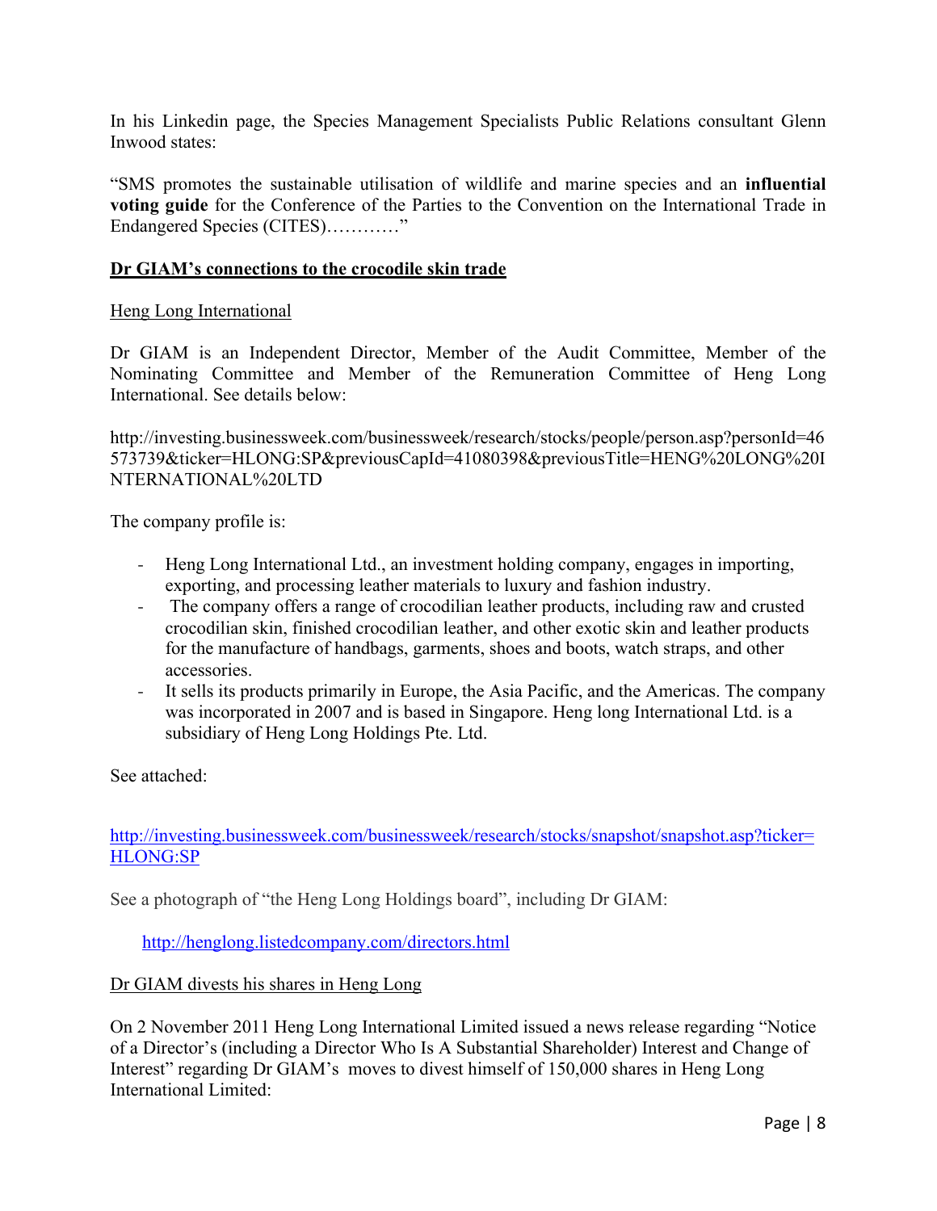In his Linkedin page, the Species Management Specialists Public Relations consultant Glenn Inwood states:

"SMS promotes the sustainable utilisation of wildlife and marine species and an **influential voting guide** for the Conference of the Parties to the Convention on the International Trade in Endangered Species (CITES)…………"

**<u>Dr GIAM's connections to the crocodile skin trade</u>**

<u>Heng Long International</u>

Dr GIAM is an Independent Director, Member of the Audit Committee, Member of the Nominating Committee and Member of the Remuneration Committee of Heng Long International. See details below:

http://investing.businessweek.com/businessweek/research/stocks/people/person.asp?personId=46573739&ticker=HLONG:SP&previousCapId=41080398&previousTitle=HENG%20LONG%20INTERNATIONAL%20LTD

The company profile is:

- Heng Long International Ltd., an investment holding company, engages in importing, exporting, and processing leather materials to luxury and fashion industry.
- The company offers a range of crocodilian leather products, including raw and crusted crocodilian skin, finished crocodilian leather, and other exotic skin and leather products for the manufacture of handbags, garments, shoes and boots, watch straps, and other accessories.
- It sells its products primarily in Europe, the Asia Pacific, and the Americas. The company was incorporated in 2007 and is based in Singapore. Heng long International Ltd. is a subsidiary of Heng Long Holdings Pte. Ltd.

See attached:

http://investing.businessweek.com/businessweek/research/stocks/snapshot/snapshot.asp?ticker=HLONG:SP

See a photograph of "the Heng Long Holdings board", including Dr GIAM:

http://henglong.listedcompany.com/directors.html

<u>Dr GIAM divests his shares in Heng Long</u>

On 2 November 2011 Heng Long International Limited issued a news release regarding "Notice of a Director's (including a Director Who Is A Substantial Shareholder) Interest and Change of Interest" regarding Dr GIAM's moves to divest himself of 150,000 shares in Heng Long International Limited: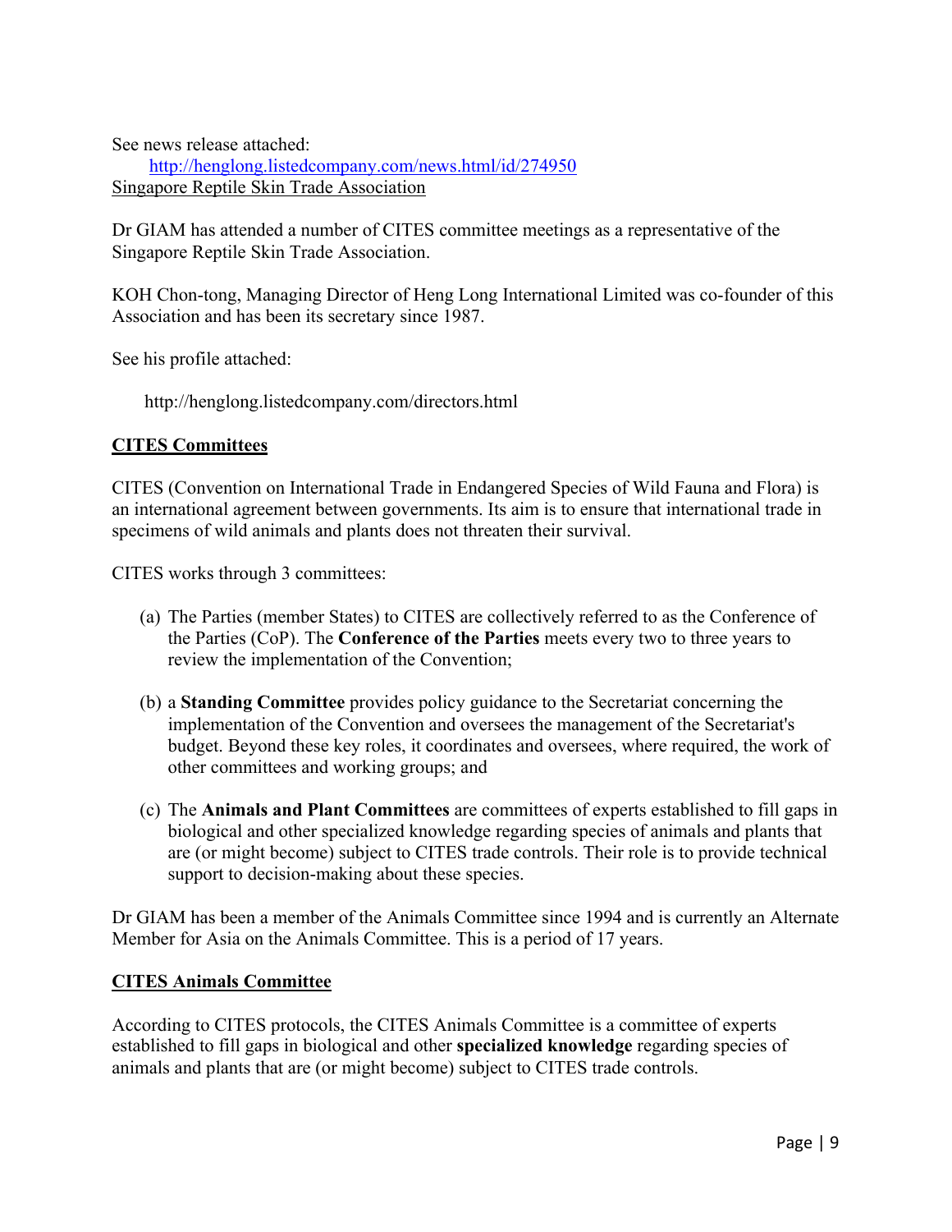See news release attached:

http://henglong.listedcompany.com/news.html/id/274950

Singapore Reptile Skin Trade Association

Dr GIAM has attended a number of CITES committee meetings as a representative of the Singapore Reptile Skin Trade Association.

KOH Chon-tong, Managing Director of Heng Long International Limited was co-founder of this Association and has been its secretary since 1987.

See his profile attached:

http://henglong.listedcompany.com/directors.html

## CITES Committees

CITES (Convention on International Trade in Endangered Species of Wild Fauna and Flora) is an international agreement between governments. Its aim is to ensure that international trade in specimens of wild animals and plants does not threaten their survival.

CITES works through 3 committees:

(a) The Parties (member States) to CITES are collectively referred to as the Conference of the Parties (CoP). The **Conference of the Parties** meets every two to three years to review the implementation of the Convention;

(b) a **Standing Committee** provides policy guidance to the Secretariat concerning the implementation of the Convention and oversees the management of the Secretariat's budget. Beyond these key roles, it coordinates and oversees, where required, the work of other committees and working groups; and

(c) The **Animals and Plant Committees** are committees of experts established to fill gaps in biological and other specialized knowledge regarding species of animals and plants that are (or might become) subject to CITES trade controls. Their role is to provide technical support to decision-making about these species.

Dr GIAM has been a member of the Animals Committee since 1994 and is currently an Alternate Member for Asia on the Animals Committee. This is a period of 17 years.

## CITES Animals Committee

According to CITES protocols, the CITES Animals Committee is a committee of experts established to fill gaps in biological and other **specialized knowledge** regarding species of animals and plants that are (or might become) subject to CITES trade controls.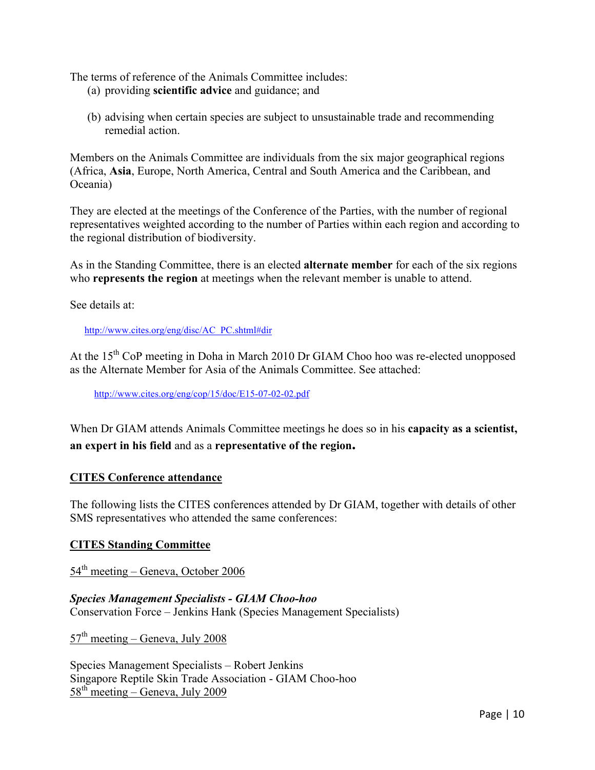The terms of reference of the Animals Committee includes:

(a) providing **scientific advice** and guidance; and

(b) advising when certain species are subject to unsustainable trade and recommending remedial action.

Members on the Animals Committee are individuals from the six major geographical regions (Africa, **Asia**, Europe, North America, Central and South America and the Caribbean, and Oceania)

They are elected at the meetings of the Conference of the Parties, with the number of regional representatives weighted according to the number of Parties within each region and according to the regional distribution of biodiversity.

As in the Standing Committee, there is an elected **alternate member** for each of the six regions who **represents the region** at meetings when the relevant member is unable to attend.

See details at:

http://www.cites.org/eng/disc/AC_PC.shtml#dir

At the 15th CoP meeting in Doha in March 2010 Dr GIAM Choo hoo was re-elected unopposed as the Alternate Member for Asia of the Animals Committee. See attached:

http://www.cites.org/eng/cop/15/doc/E15-07-02-02.pdf

When Dr GIAM attends Animals Committee meetings he does so in his **capacity as a scientist, an expert in his field** and as a **representative of the region.**

**CITES Conference attendance**

The following lists the CITES conferences attended by Dr GIAM, together with details of other SMS representatives who attended the same conferences:

**CITES Standing Committee**

54th meeting – Geneva, October 2006

***Species Management Specialists - GIAM Choo-hoo***
Conservation Force – Jenkins Hank (Species Management Specialists)

57th meeting – Geneva, July 2008

Species Management Specialists – Robert Jenkins
Singapore Reptile Skin Trade Association - GIAM Choo-hoo

58th meeting – Geneva, July 2009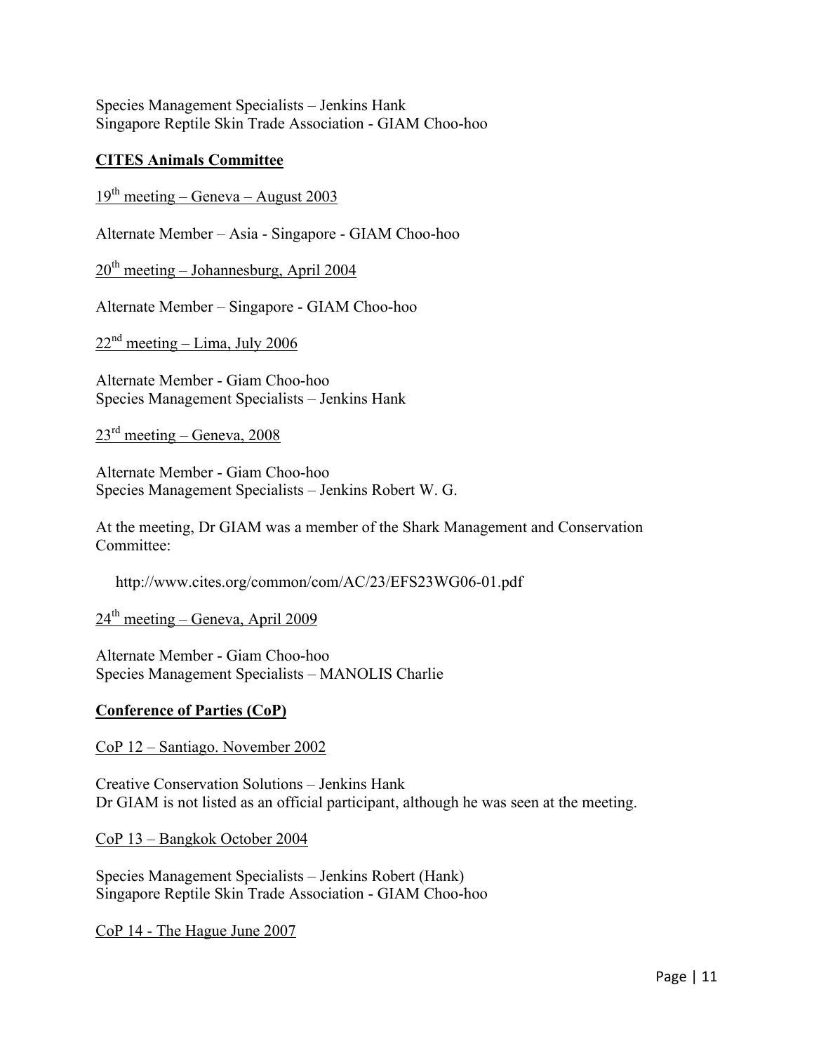Species Management Specialists – Jenkins Hank
Singapore Reptile Skin Trade Association - GIAM Choo-hoo

**CITES Animals Committee**

19th meeting – Geneva – August 2003

Alternate Member – Asia - Singapore - GIAM Choo-hoo

20th meeting – Johannesburg, April 2004

Alternate Member – Singapore - GIAM Choo-hoo

22nd meeting – Lima, July 2006

Alternate Member - Giam Choo-hoo
Species Management Specialists – Jenkins Hank

23rd meeting – Geneva, 2008

Alternate Member - Giam Choo-hoo
Species Management Specialists – Jenkins Robert W. G.

At the meeting, Dr GIAM was a member of the Shark Management and Conservation Committee:

http://www.cites.org/common/com/AC/23/EFS23WG06-01.pdf

24th meeting – Geneva, April 2009

Alternate Member - Giam Choo-hoo
Species Management Specialists – MANOLIS Charlie

**Conference of Parties (CoP)**

CoP 12 – Santiago. November 2002

Creative Conservation Solutions – Jenkins Hank
Dr GIAM is not listed as an official participant, although he was seen at the meeting.

CoP 13 – Bangkok October 2004

Species Management Specialists – Jenkins Robert (Hank)
Singapore Reptile Skin Trade Association - GIAM Choo-hoo

CoP 14 - The Hague June 2007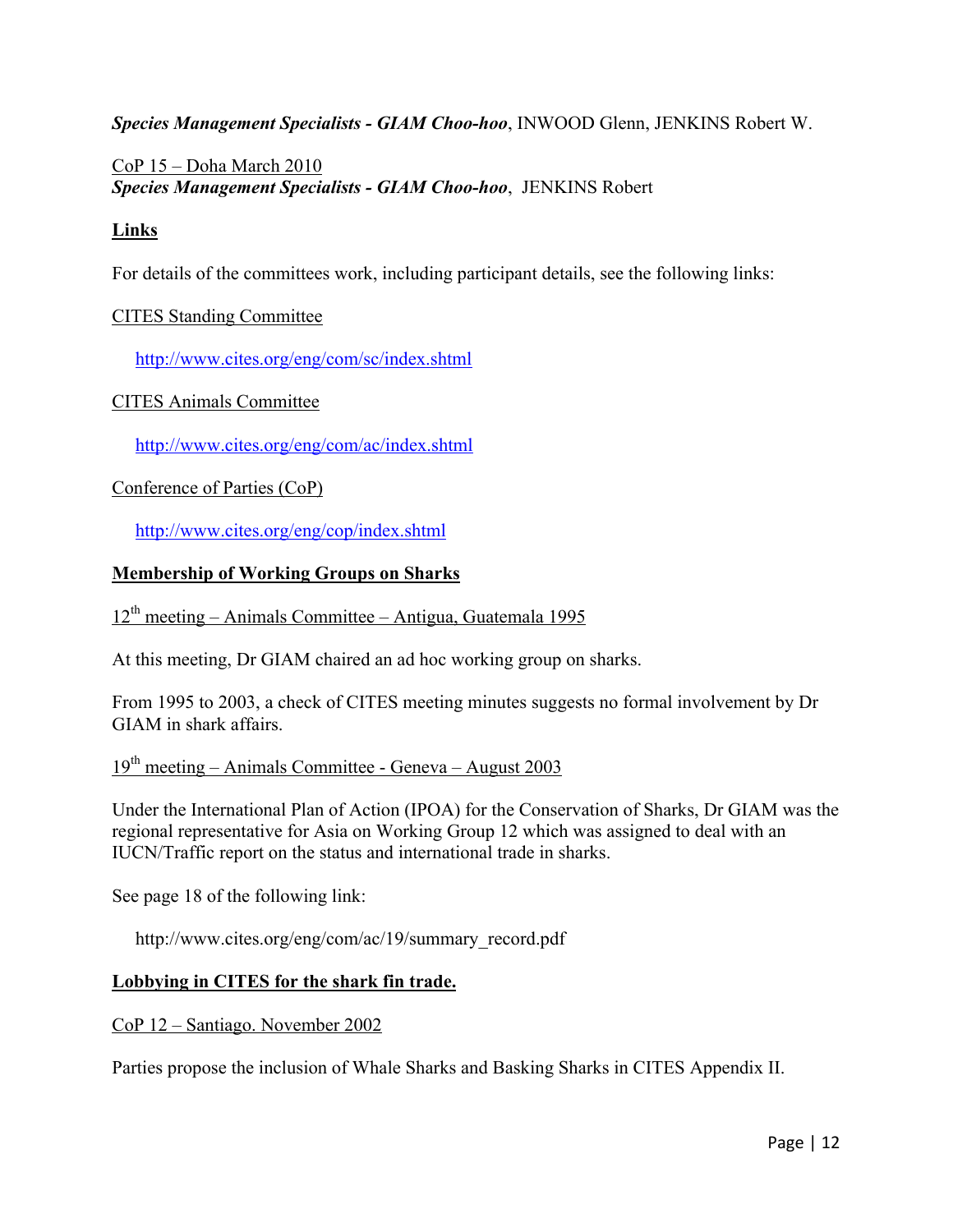***Species Management Specialists - GIAM Choo-hoo***, INWOOD Glenn, JENKINS Robert W.

CoP 15 – Doha March 2010
***Species Management Specialists - GIAM Choo-hoo***, JENKINS Robert

**Links**

For details of the committees work, including participant details, see the following links:

CITES Standing Committee

http://www.cites.org/eng/com/sc/index.shtml

CITES Animals Committee

http://www.cites.org/eng/com/ac/index.shtml

Conference of Parties (CoP)

http://www.cites.org/eng/cop/index.shtml

**Membership of Working Groups on Sharks**

12th meeting – Animals Committee – Antigua, Guatemala 1995

At this meeting, Dr GIAM chaired an ad hoc working group on sharks.

From 1995 to 2003, a check of CITES meeting minutes suggests no formal involvement by Dr GIAM in shark affairs.

19th meeting – Animals Committee - Geneva – August 2003

Under the International Plan of Action (IPOA) for the Conservation of Sharks, Dr GIAM was the regional representative for Asia on Working Group 12 which was assigned to deal with an IUCN/Traffic report on the status and international trade in sharks.

See page 18 of the following link:

http://www.cites.org/eng/com/ac/19/summary_record.pdf

**Lobbying in CITES for the shark fin trade.**

CoP 12 – Santiago. November 2002

Parties propose the inclusion of Whale Sharks and Basking Sharks in CITES Appendix II.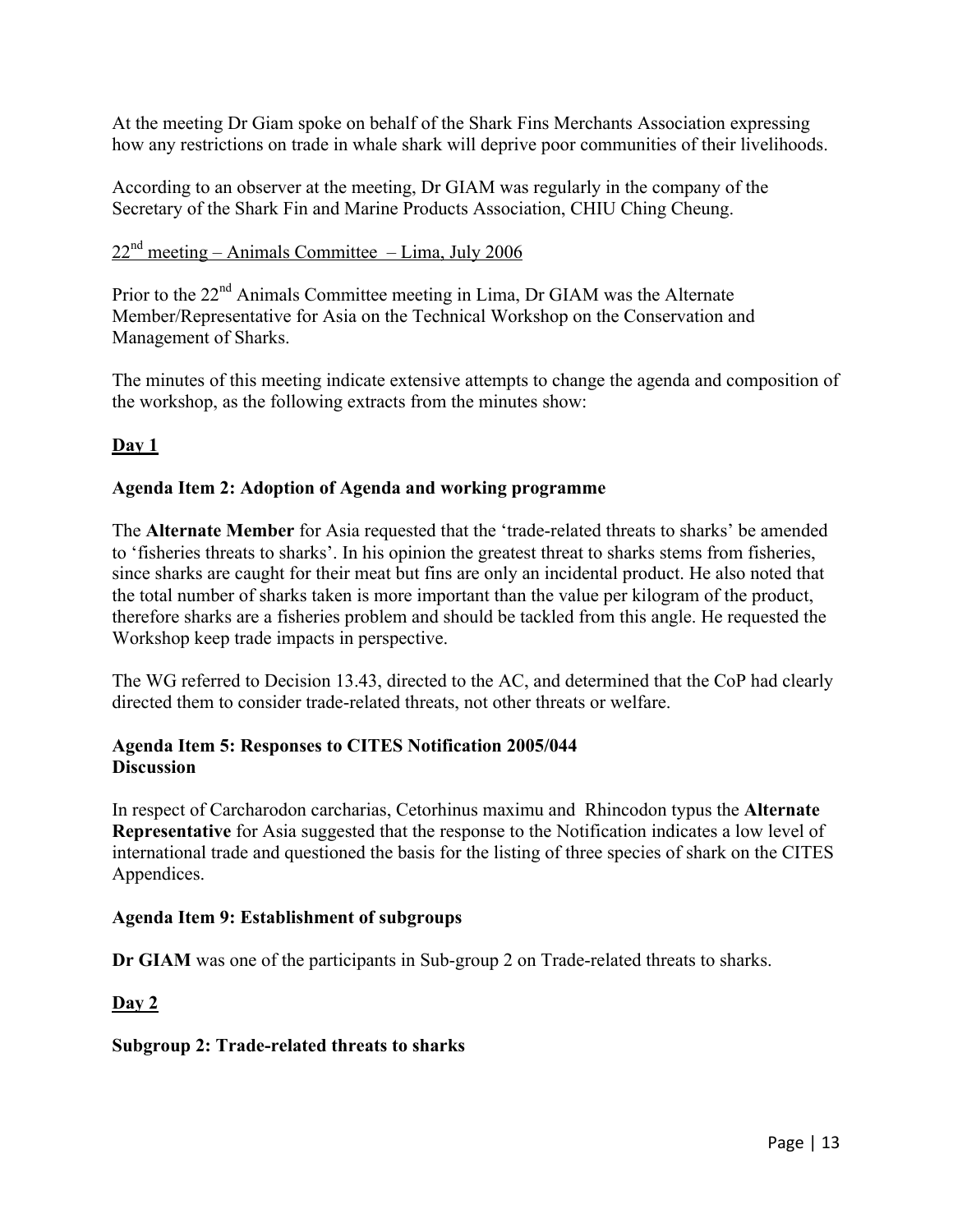At the meeting Dr Giam spoke on behalf of the Shark Fins Merchants Association expressing how any restrictions on trade in whale shark will deprive poor communities of their livelihoods.

According to an observer at the meeting, Dr GIAM was regularly in the company of the Secretary of the Shark Fin and Marine Products Association, CHIU Ching Cheung.

<u>22nd meeting – Animals Committee – Lima, July 2006</u>

Prior to the 22nd Animals Committee meeting in Lima, Dr GIAM was the Alternate Member/Representative for Asia on the Technical Workshop on the Conservation and Management of Sharks.

The minutes of this meeting indicate extensive attempts to change the agenda and composition of the workshop, as the following extracts from the minutes show:

## <u>Day 1</u>

### Agenda Item 2: Adoption of Agenda and working programme

The **Alternate Member** for Asia requested that the 'trade-related threats to sharks' be amended to 'fisheries threats to sharks'. In his opinion the greatest threat to sharks stems from fisheries, since sharks are caught for their meat but fins are only an incidental product. He also noted that the total number of sharks taken is more important than the value per kilogram of the product, therefore sharks are a fisheries problem and should be tackled from this angle. He requested the Workshop keep trade impacts in perspective.

The WG referred to Decision 13.43, directed to the AC, and determined that the CoP had clearly directed them to consider trade-related threats, not other threats or welfare.

### Agenda Item 5: Responses to CITES Notification 2005/044
### Discussion

In respect of Carcharodon carcharias, Cetorhinus maximu and Rhincodon typus the **Alternate Representative** for Asia suggested that the response to the Notification indicates a low level of international trade and questioned the basis for the listing of three species of shark on the CITES Appendices.

### Agenda Item 9: Establishment of subgroups

**Dr GIAM** was one of the participants in Sub-group 2 on Trade-related threats to sharks.

## <u>Day 2</u>

### Subgroup 2: Trade-related threats to sharks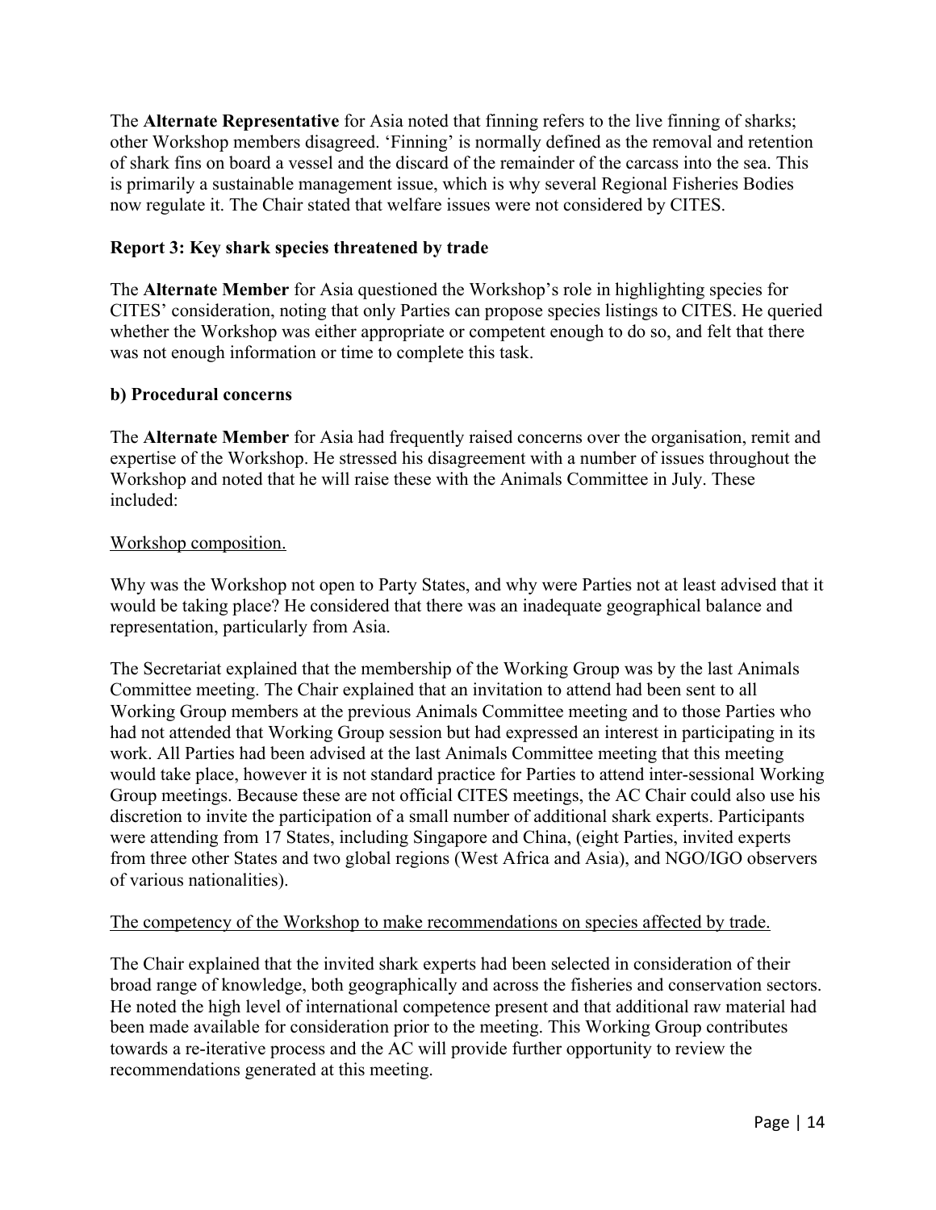The **Alternate Representative** for Asia noted that finning refers to the live finning of sharks; other Workshop members disagreed. 'Finning' is normally defined as the removal and retention of shark fins on board a vessel and the discard of the remainder of the carcass into the sea. This is primarily a sustainable management issue, which is why several Regional Fisheries Bodies now regulate it. The Chair stated that welfare issues were not considered by CITES.

**Report 3: Key shark species threatened by trade**

The **Alternate Member** for Asia questioned the Workshop's role in highlighting species for CITES' consideration, noting that only Parties can propose species listings to CITES. He queried whether the Workshop was either appropriate or competent enough to do so, and felt that there was not enough information or time to complete this task.

**b) Procedural concerns**

The **Alternate Member** for Asia had frequently raised concerns over the organisation, remit and expertise of the Workshop. He stressed his disagreement with a number of issues throughout the Workshop and noted that he will raise these with the Animals Committee in July. These included:

<u>Workshop composition.</u>

Why was the Workshop not open to Party States, and why were Parties not at least advised that it would be taking place? He considered that there was an inadequate geographical balance and representation, particularly from Asia.

The Secretariat explained that the membership of the Working Group was by the last Animals Committee meeting. The Chair explained that an invitation to attend had been sent to all Working Group members at the previous Animals Committee meeting and to those Parties who had not attended that Working Group session but had expressed an interest in participating in its work. All Parties had been advised at the last Animals Committee meeting that this meeting would take place, however it is not standard practice for Parties to attend inter-sessional Working Group meetings. Because these are not official CITES meetings, the AC Chair could also use his discretion to invite the participation of a small number of additional shark experts. Participants were attending from 17 States, including Singapore and China, (eight Parties, invited experts from three other States and two global regions (West Africa and Asia), and NGO/IGO observers of various nationalities).

<u>The competency of the Workshop to make recommendations on species affected by trade.</u>

The Chair explained that the invited shark experts had been selected in consideration of their broad range of knowledge, both geographically and across the fisheries and conservation sectors. He noted the high level of international competence present and that additional raw material had been made available for consideration prior to the meeting. This Working Group contributes towards a re-iterative process and the AC will provide further opportunity to review the recommendations generated at this meeting.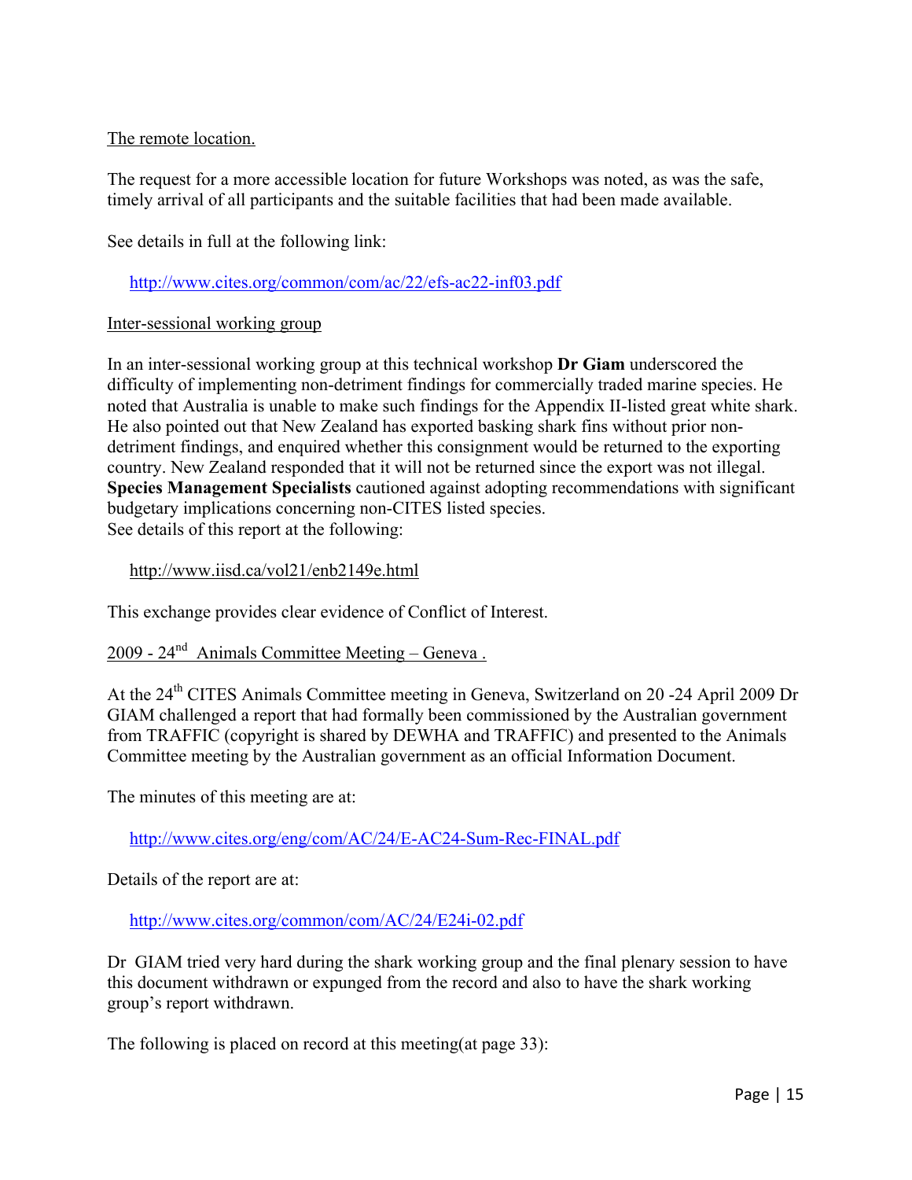The remote location.

The request for a more accessible location for future Workshops was noted, as was the safe, timely arrival of all participants and the suitable facilities that had been made available.

See details in full at the following link:

http://www.cites.org/common/com/ac/22/efs-ac22-inf03.pdf

Inter-sessional working group

In an inter-sessional working group at this technical workshop **Dr Giam** underscored the difficulty of implementing non-detriment findings for commercially traded marine species. He noted that Australia is unable to make such findings for the Appendix II-listed great white shark. He also pointed out that New Zealand has exported basking shark fins without prior non-detriment findings, and enquired whether this consignment would be returned to the exporting country. New Zealand responded that it will not be returned since the export was not illegal. **Species Management Specialists** cautioned against adopting recommendations with significant budgetary implications concerning non-CITES listed species.
See details of this report at the following:

http://www.iisd.ca/vol21/enb2149e.html

This exchange provides clear evidence of Conflict of Interest.

2009 - 24th Animals Committee Meeting – Geneva .

At the 24th CITES Animals Committee meeting in Geneva, Switzerland on 20 -24 April 2009 Dr GIAM challenged a report that had formally been commissioned by the Australian government from TRAFFIC (copyright is shared by DEWHA and TRAFFIC) and presented to the Animals Committee meeting by the Australian government as an official Information Document.

The minutes of this meeting are at:

http://www.cites.org/eng/com/AC/24/E-AC24-Sum-Rec-FINAL.pdf

Details of the report are at:

http://www.cites.org/common/com/AC/24/E24i-02.pdf

Dr GIAM tried very hard during the shark working group and the final plenary session to have this document withdrawn or expunged from the record and also to have the shark working group's report withdrawn.

The following is placed on record at this meeting(at page 33):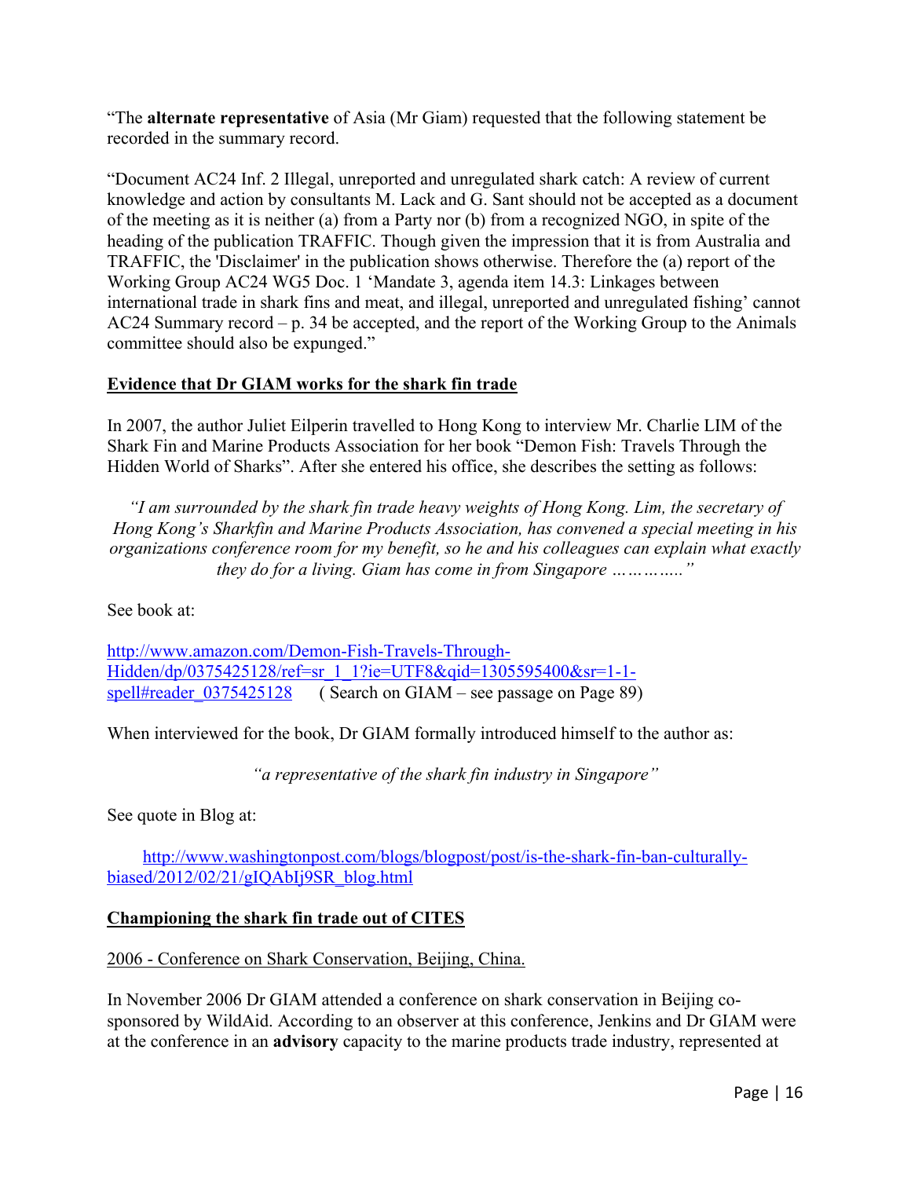"The **alternate representative** of Asia (Mr Giam) requested that the following statement be recorded in the summary record.

"Document AC24 Inf. 2 Illegal, unreported and unregulated shark catch: A review of current knowledge and action by consultants M. Lack and G. Sant should not be accepted as a document of the meeting as it is neither (a) from a Party nor (b) from a recognized NGO, in spite of the heading of the publication TRAFFIC. Though given the impression that it is from Australia and TRAFFIC, the 'Disclaimer' in the publication shows otherwise. Therefore the (a) report of the Working Group AC24 WG5 Doc. 1 'Mandate 3, agenda item 14.3: Linkages between international trade in shark fins and meat, and illegal, unreported and unregulated fishing' cannot AC24 Summary record – p. 34 be accepted, and the report of the Working Group to the Animals committee should also be expunged."

**Evidence that Dr GIAM works for the shark fin trade**

In 2007, the author Juliet Eilperin travelled to Hong Kong to interview Mr. Charlie LIM of the Shark Fin and Marine Products Association for her book "Demon Fish: Travels Through the Hidden World of Sharks". After she entered his office, she describes the setting as follows:

> *"I am surrounded by the shark fin trade heavy weights of Hong Kong. Lim, the secretary of Hong Kong's Sharkfin and Marine Products Association, has convened a special meeting in his organizations conference room for my benefit, so he and his colleagues can explain what exactly they do for a living. Giam has come in from Singapore ………….."*

See book at:

http://www.amazon.com/Demon-Fish-Travels-Through-Hidden/dp/0375425128/ref=sr_1_1?ie=UTF8&qid=1305595400&sr=1-1-spell#reader_0375425128 ( Search on GIAM – see passage on Page 89)

When interviewed for the book, Dr GIAM formally introduced himself to the author as:

*"a representative of the shark fin industry in Singapore"*

See quote in Blog at:

http://www.washingtonpost.com/blogs/blogpost/post/is-the-shark-fin-ban-culturally-biased/2012/02/21/gIQAbIj9SR_blog.html

**Championing the shark fin trade out of CITES**

2006 - Conference on Shark Conservation, Beijing, China.

In November 2006 Dr GIAM attended a conference on shark conservation in Beijing co-sponsored by WildAid. According to an observer at this conference, Jenkins and Dr GIAM were at the conference in an **advisory** capacity to the marine products trade industry, represented at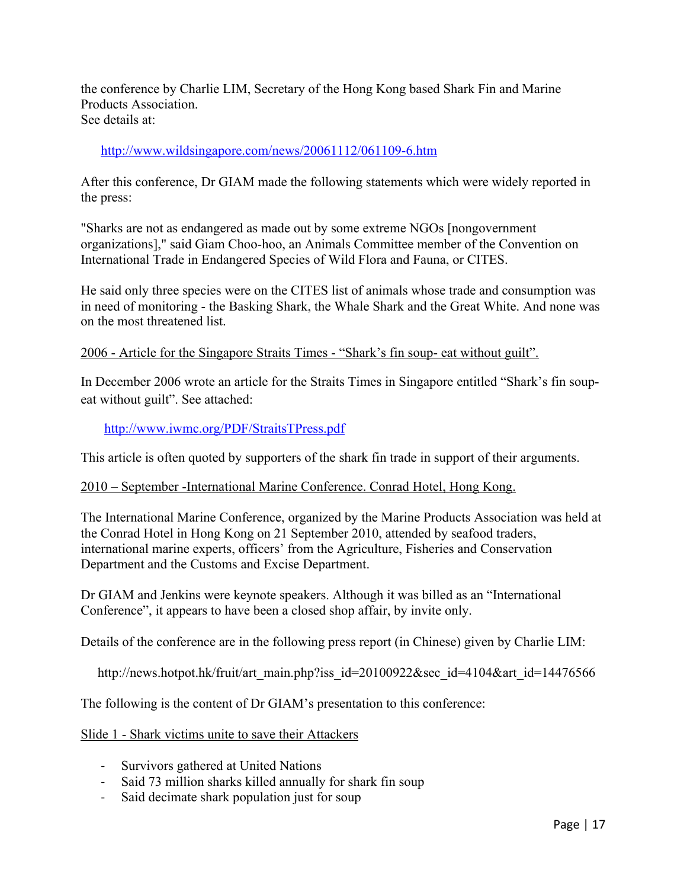the conference by Charlie LIM, Secretary of the Hong Kong based Shark Fin and Marine Products Association.
See details at:

http://www.wildsingapore.com/news/20061112/061109-6.htm

After this conference, Dr GIAM made the following statements which were widely reported in the press:

"Sharks are not as endangered as made out by some extreme NGOs [nongovernment organizations]," said Giam Choo-hoo, an Animals Committee member of the Convention on International Trade in Endangered Species of Wild Flora and Fauna, or CITES.

He said only three species were on the CITES list of animals whose trade and consumption was in need of monitoring - the Basking Shark, the Whale Shark and the Great White. And none was on the most threatened list.

<u>2006 - Article for the Singapore Straits Times - "Shark's fin soup- eat without guilt".</u>

In December 2006 wrote an article for the Straits Times in Singapore entitled "Shark's fin soup- eat without guilt". See attached:

http://www.iwmc.org/PDF/StraitsTPress.pdf

This article is often quoted by supporters of the shark fin trade in support of their arguments.

<u>2010 – September -International Marine Conference. Conrad Hotel, Hong Kong.</u>

The International Marine Conference, organized by the Marine Products Association was held at the Conrad Hotel in Hong Kong on 21 September 2010, attended by seafood traders, international marine experts, officers' from the Agriculture, Fisheries and Conservation Department and the Customs and Excise Department.

Dr GIAM and Jenkins were keynote speakers. Although it was billed as an "International Conference", it appears to have been a closed shop affair, by invite only.

Details of the conference are in the following press report (in Chinese) given by Charlie LIM:

http://news.hotpot.hk/fruit/art_main.php?iss_id=20100922&sec_id=4104&art_id=14476566

The following is the content of Dr GIAM's presentation to this conference:

<u>Slide 1 - Shark victims unite to save their Attackers</u>

- Survivors gathered at United Nations
- Said 73 million sharks killed annually for shark fin soup
- Said decimate shark population just for soup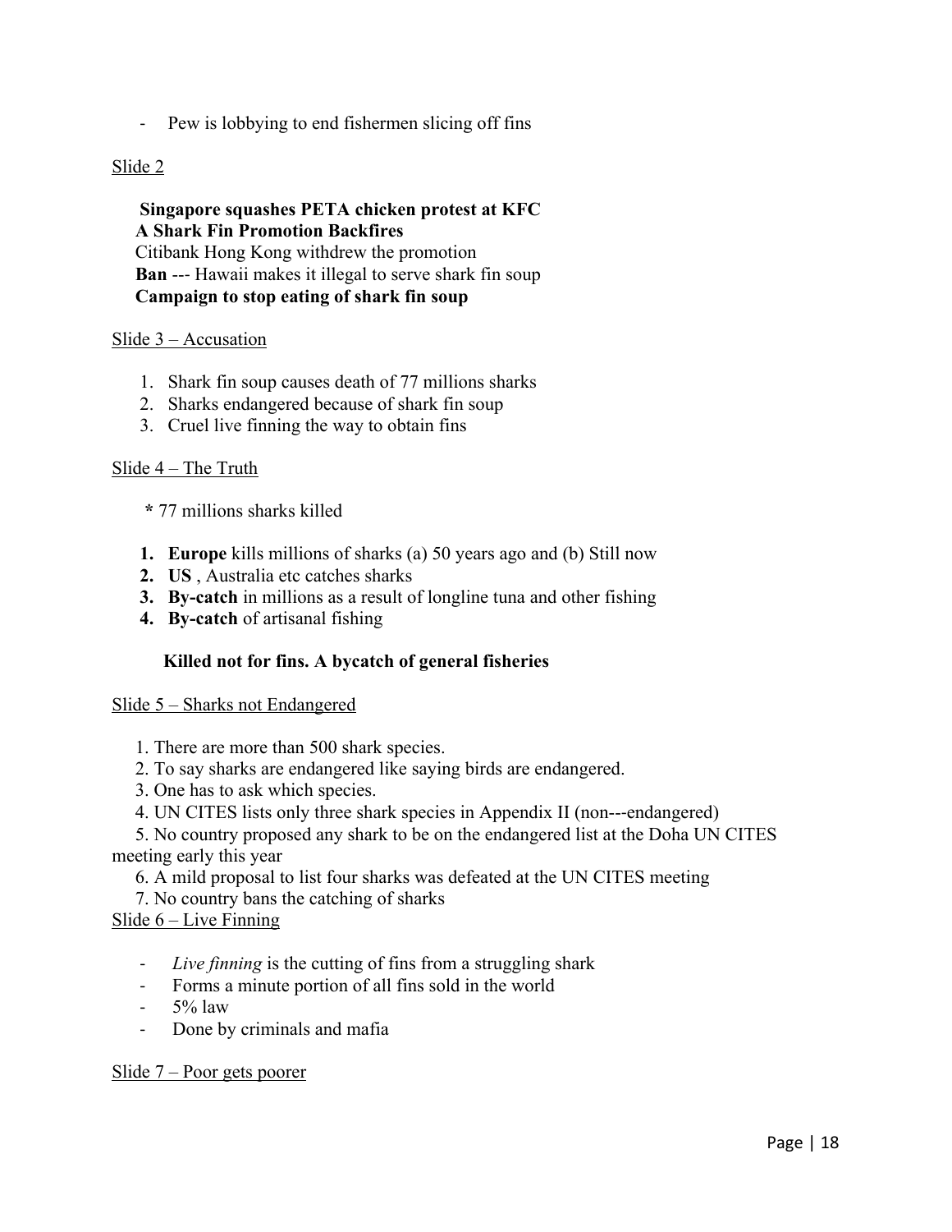- Pew is lobbying to end fishermen slicing off fins

Slide 2

**Singapore squashes PETA chicken protest at KFC**
**A Shark Fin Promotion Backfires**
Citibank Hong Kong withdrew the promotion
**Ban** --- Hawaii makes it illegal to serve shark fin soup
**Campaign to stop eating of shark fin soup**

Slide 3 – Accusation

1. Shark fin soup causes death of 77 millions sharks
2. Sharks endangered because of shark fin soup
3. Cruel live finning the way to obtain fins

Slide 4 – The Truth

**\*** 77 millions sharks killed

1. **Europe** kills millions of sharks (a) 50 years ago and (b) Still now
2. **US** , Australia etc catches sharks
3. **By-catch** in millions as a result of longline tuna and other fishing
4. **By-catch** of artisanal fishing

**Killed not for fins. A bycatch of general fisheries**

Slide 5 – Sharks not Endangered

1. There are more than 500 shark species.
2. To say sharks are endangered like saying birds are endangered.
3. One has to ask which species.
4. UN CITES lists only three shark species in Appendix II (non---endangered)
5. No country proposed any shark to be on the endangered list at the Doha UN CITES meeting early this year
6. A mild proposal to list four sharks was defeated at the UN CITES meeting
7. No country bans the catching of sharks

Slide 6 – Live Finning

- *Live finning* is the cutting of fins from a struggling shark
- Forms a minute portion of all fins sold in the world
- 5% law
- Done by criminals and mafia

Slide 7 – Poor gets poorer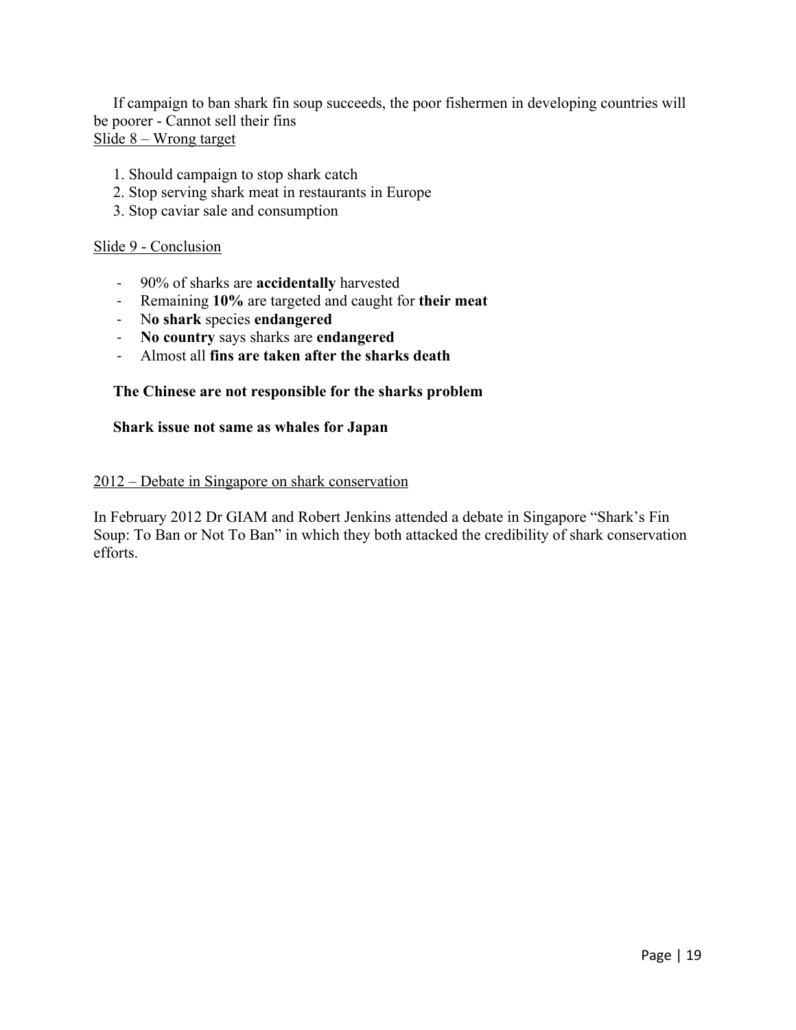If campaign to ban shark fin soup succeeds, the poor fishermen in developing countries will be poorer - Cannot sell their fins

Slide 8 – Wrong target

1. Should campaign to stop shark catch
2. Stop serving shark meat in restaurants in Europe
3. Stop caviar sale and consumption

Slide 9 - Conclusion

- 90% of sharks are **accidentally** harvested
- Remaining **10%** are targeted and caught for **their meat**
- N**o shark** species **endangered**
- **No country** says sharks are **endangered**
- Almost all **fins are taken after the sharks death**

**The Chinese are not responsible for the sharks problem**

**Shark issue not same as whales for Japan**

2012 – Debate in Singapore on shark conservation

In February 2012 Dr GIAM and Robert Jenkins attended a debate in Singapore "Shark's Fin Soup: To Ban or Not To Ban" in which they both attacked the credibility of shark conservation efforts.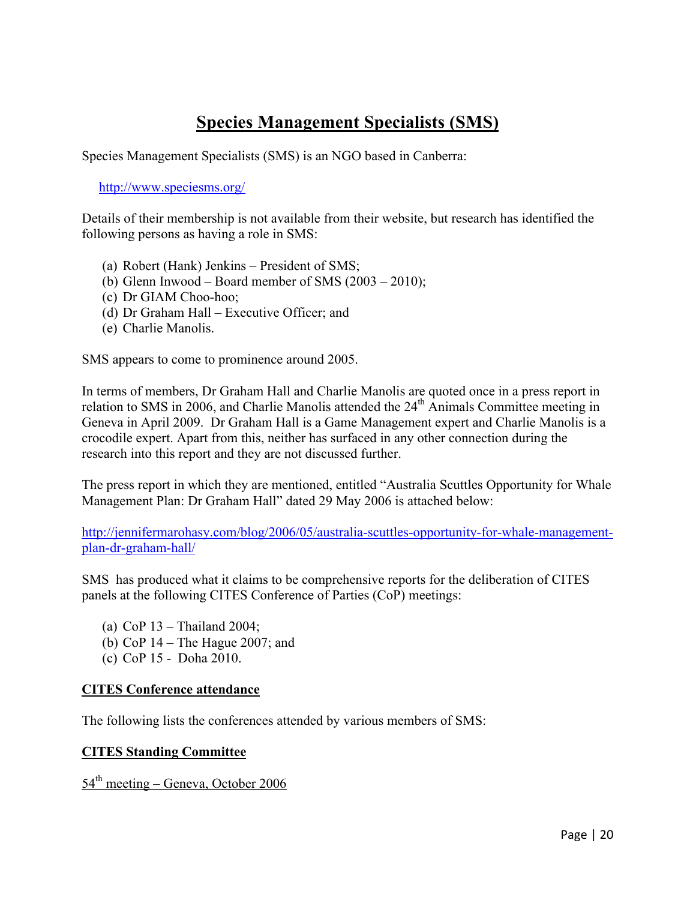# Species Management Specialists (SMS)

Species Management Specialists (SMS) is an NGO based in Canberra:

http://www.speciesms.org/

Details of their membership is not available from their website, but research has identified the following persons as having a role in SMS:

(a) Robert (Hank) Jenkins – President of SMS;
(b) Glenn Inwood – Board member of SMS (2003 – 2010);
(c) Dr GIAM Choo-hoo;
(d) Dr Graham Hall – Executive Officer; and
(e) Charlie Manolis.

SMS appears to come to prominence around 2005.

In terms of members, Dr Graham Hall and Charlie Manolis are quoted once in a press report in relation to SMS in 2006, and Charlie Manolis attended the 24th Animals Committee meeting in Geneva in April 2009. Dr Graham Hall is a Game Management expert and Charlie Manolis is a crocodile expert. Apart from this, neither has surfaced in any other connection during the research into this report and they are not discussed further.

The press report in which they are mentioned, entitled "Australia Scuttles Opportunity for Whale Management Plan: Dr Graham Hall" dated 29 May 2006 is attached below:

http://jennifermarohasy.com/blog/2006/05/australia-scuttles-opportunity-for-whale-management-plan-dr-graham-hall/

SMS has produced what it claims to be comprehensive reports for the deliberation of CITES panels at the following CITES Conference of Parties (CoP) meetings:

(a) CoP 13 – Thailand 2004;
(b) CoP 14 – The Hague 2007; and
(c) CoP 15 - Doha 2010.

**CITES Conference attendance**

The following lists the conferences attended by various members of SMS:

**CITES Standing Committee**

54th meeting – Geneva, October 2006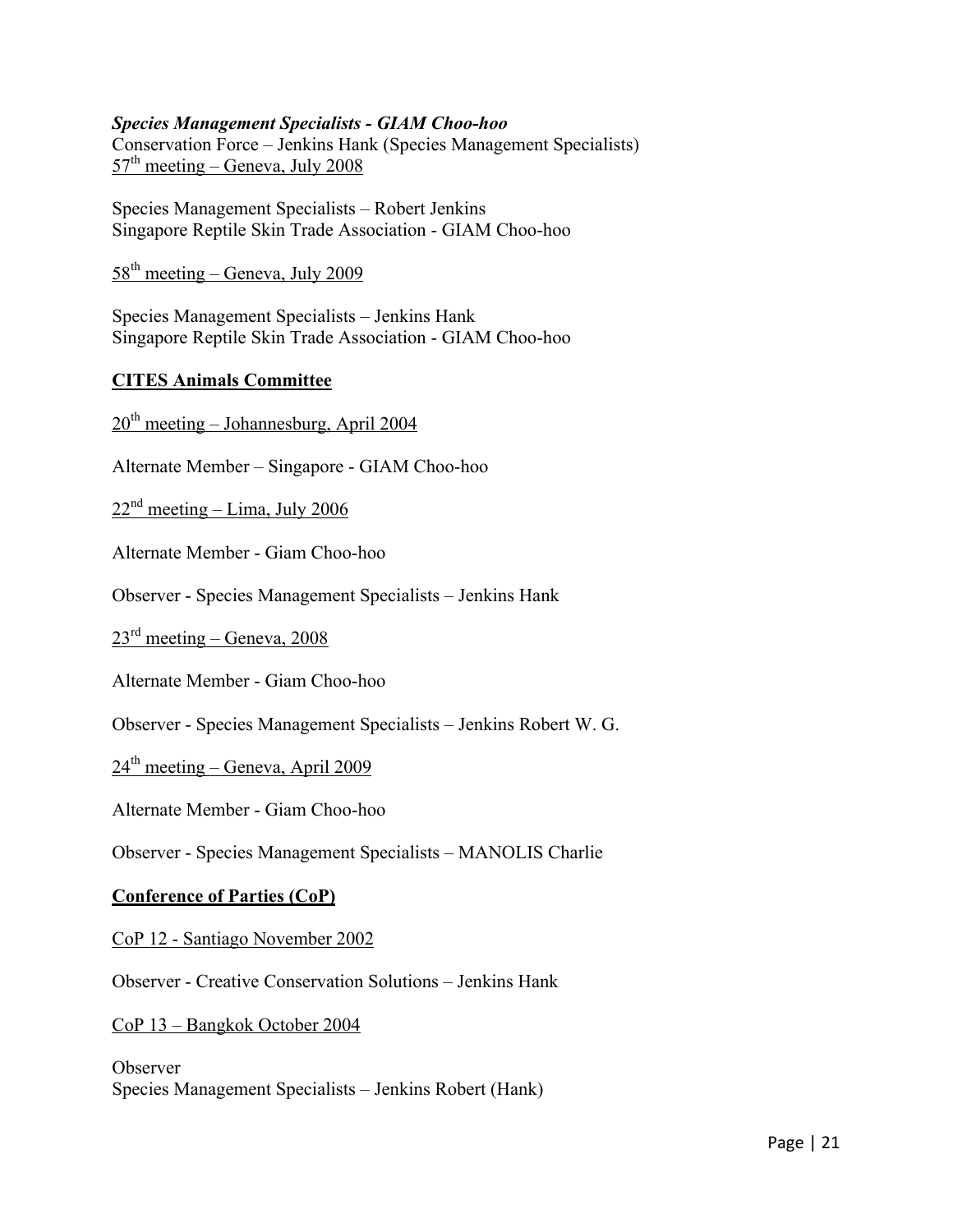***Species Management Specialists - GIAM Choo-hoo***
Conservation Force – Jenkins Hank (Species Management Specialists)
57th meeting – Geneva, July 2008

Species Management Specialists – Robert Jenkins
Singapore Reptile Skin Trade Association - GIAM Choo-hoo

58th meeting – Geneva, July 2009

Species Management Specialists – Jenkins Hank
Singapore Reptile Skin Trade Association - GIAM Choo-hoo

**CITES Animals Committee**

20th meeting – Johannesburg, April 2004

Alternate Member – Singapore - GIAM Choo-hoo

22nd meeting – Lima, July 2006

Alternate Member - Giam Choo-hoo

Observer - Species Management Specialists – Jenkins Hank

23rd meeting – Geneva, 2008

Alternate Member - Giam Choo-hoo

Observer - Species Management Specialists – Jenkins Robert W. G.

24th meeting – Geneva, April 2009

Alternate Member - Giam Choo-hoo

Observer - Species Management Specialists – MANOLIS Charlie

**Conference of Parties (CoP)**

CoP 12 - Santiago November 2002

Observer - Creative Conservation Solutions – Jenkins Hank

CoP 13 – Bangkok October 2004

Observer
Species Management Specialists – Jenkins Robert (Hank)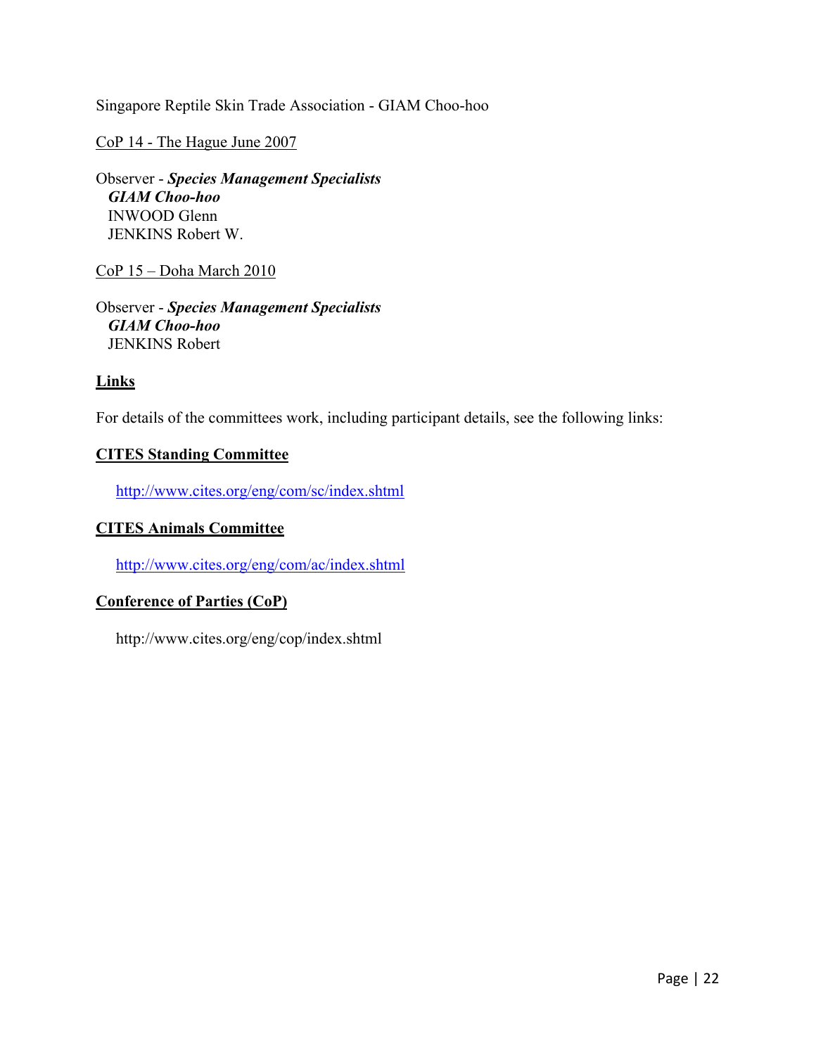Singapore Reptile Skin Trade Association - GIAM Choo-hoo

CoP 14 - The Hague June 2007

Observer - ***Species Management Specialists***
***GIAM Choo-hoo***
INWOOD Glenn
JENKINS Robert W.

CoP 15 – Doha March 2010

Observer - ***Species Management Specialists***
***GIAM Choo-hoo***
JENKINS Robert

## Links

For details of the committees work, including participant details, see the following links:

### CITES Standing Committee

http://www.cites.org/eng/com/sc/index.shtml

### CITES Animals Committee

http://www.cites.org/eng/com/ac/index.shtml

### Conference of Parties (CoP)

http://www.cites.org/eng/cop/index.shtml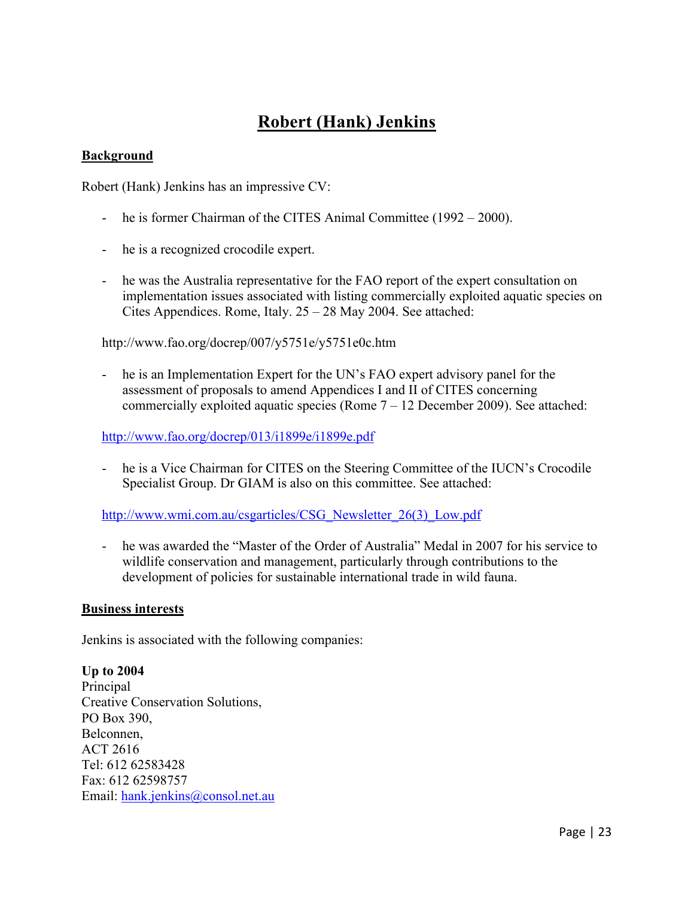# Robert (Hank) Jenkins

## Background

Robert (Hank) Jenkins has an impressive CV:

- he is former Chairman of the CITES Animal Committee (1992 – 2000).

- he is a recognized crocodile expert.

- he was the Australia representative for the FAO report of the expert consultation on implementation issues associated with listing commercially exploited aquatic species on Cites Appendices. Rome, Italy. 25 – 28 May 2004. See attached:

http://www.fao.org/docrep/007/y5751e/y5751e0c.htm

- he is an Implementation Expert for the UN's FAO expert advisory panel for the assessment of proposals to amend Appendices I and II of CITES concerning commercially exploited aquatic species (Rome 7 – 12 December 2009). See attached:

http://www.fao.org/docrep/013/i1899e/i1899e.pdf

- he is a Vice Chairman for CITES on the Steering Committee of the IUCN's Crocodile Specialist Group. Dr GIAM is also on this committee. See attached:

http://www.wmi.com.au/csgarticles/CSG_Newsletter_26(3)_Low.pdf

- he was awarded the "Master of the Order of Australia" Medal in 2007 for his service to wildlife conservation and management, particularly through contributions to the development of policies for sustainable international trade in wild fauna.

## Business interests

Jenkins is associated with the following companies:

**Up to 2004**
Principal
Creative Conservation Solutions,
PO Box 390,
Belconnen,
ACT 2616
Tel: 612 62583428
Fax: 612 62598757
Email: hank.jenkins@consol.net.au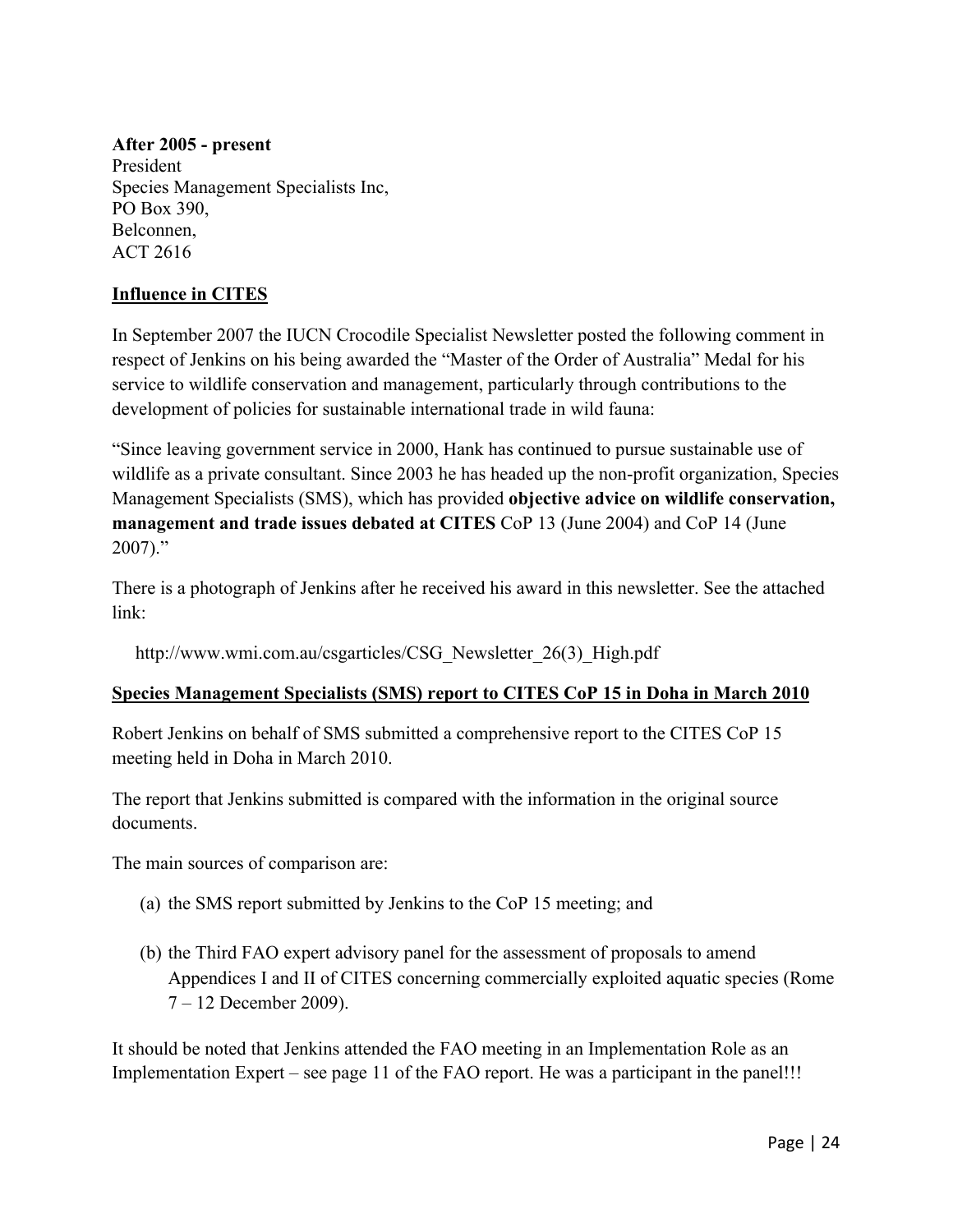**After 2005 - present**
President
Species Management Specialists Inc,
PO Box 390,
Belconnen,
ACT 2616

## <u>Influence in CITES</u>

In September 2007 the IUCN Crocodile Specialist Newsletter posted the following comment in respect of Jenkins on his being awarded the "Master of the Order of Australia" Medal for his service to wildlife conservation and management, particularly through contributions to the development of policies for sustainable international trade in wild fauna:

"Since leaving government service in 2000, Hank has continued to pursue sustainable use of wildlife as a private consultant. Since 2003 he has headed up the non-profit organization, Species Management Specialists (SMS), which has provided **objective advice on wildlife conservation, management and trade issues debated at CITES** CoP 13 (June 2004) and CoP 14 (June 2007)."

There is a photograph of Jenkins after he received his award in this newsletter. See the attached link:

http://www.wmi.com.au/csgarticles/CSG_Newsletter_26(3)_High.pdf

## <u>Species Management Specialists (SMS) report to CITES CoP 15 in Doha in March 2010</u>

Robert Jenkins on behalf of SMS submitted a comprehensive report to the CITES CoP 15 meeting held in Doha in March 2010.

The report that Jenkins submitted is compared with the information in the original source documents.

The main sources of comparison are:

(a) the SMS report submitted by Jenkins to the CoP 15 meeting; and

(b) the Third FAO expert advisory panel for the assessment of proposals to amend Appendices I and II of CITES concerning commercially exploited aquatic species (Rome 7 – 12 December 2009).

It should be noted that Jenkins attended the FAO meeting in an Implementation Role as an Implementation Expert – see page 11 of the FAO report. He was a participant in the panel!!!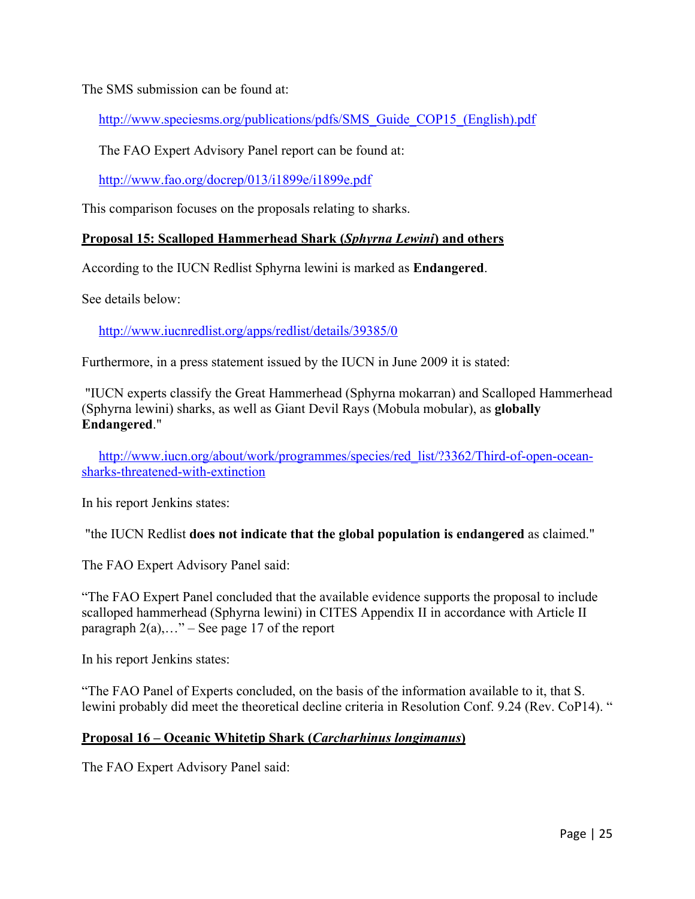The SMS submission can be found at:

http://www.speciesms.org/publications/pdfs/SMS_Guide_COP15_(English).pdf

The FAO Expert Advisory Panel report can be found at:

http://www.fao.org/docrep/013/i1899e/i1899e.pdf

This comparison focuses on the proposals relating to sharks.

**Proposal 15: Scalloped Hammerhead Shark (*Sphyrna Lewini*) and others**

According to the IUCN Redlist Sphyrna lewini is marked as **Endangered**.

See details below:

http://www.iucnredlist.org/apps/redlist/details/39385/0

Furthermore, in a press statement issued by the IUCN in June 2009 it is stated:

"IUCN experts classify the Great Hammerhead (Sphyrna mokarran) and Scalloped Hammerhead (Sphyrna lewini) sharks, as well as Giant Devil Rays (Mobula mobular), as **globally Endangered**."

http://www.iucn.org/about/work/programmes/species/red_list/?3362/Third-of-open-ocean-sharks-threatened-with-extinction

In his report Jenkins states:

"the IUCN Redlist **does not indicate that the global population is endangered** as claimed."

The FAO Expert Advisory Panel said:

"The FAO Expert Panel concluded that the available evidence supports the proposal to include scalloped hammerhead (Sphyrna lewini) in CITES Appendix II in accordance with Article II paragraph 2(a),…" – See page 17 of the report

In his report Jenkins states:

"The FAO Panel of Experts concluded, on the basis of the information available to it, that S. lewini probably did meet the theoretical decline criteria in Resolution Conf. 9.24 (Rev. CoP14). "

**Proposal 16 – Oceanic Whitetip Shark (*Carcharhinus longimanus*)**

The FAO Expert Advisory Panel said: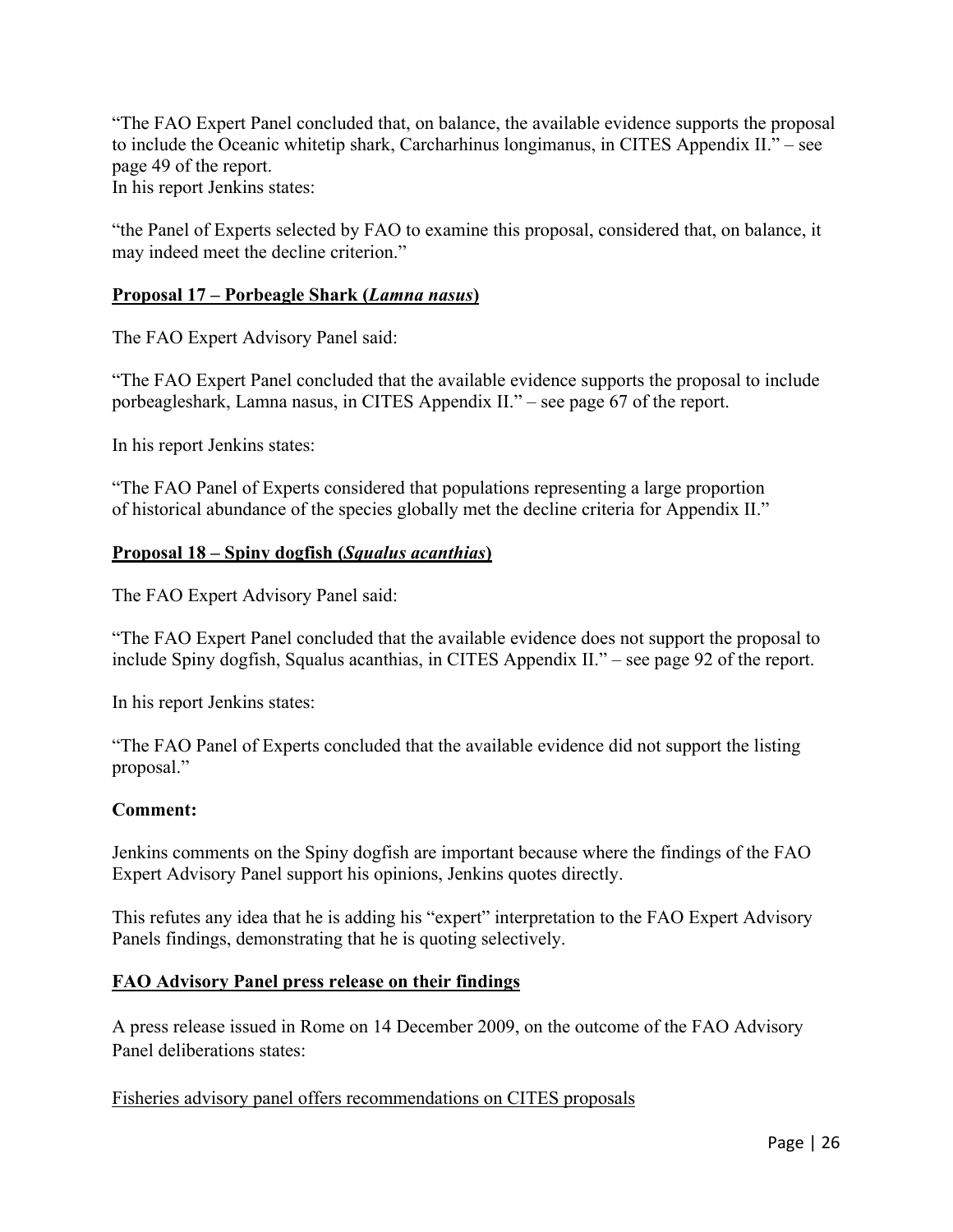"The FAO Expert Panel concluded that, on balance, the available evidence supports the proposal to include the Oceanic whitetip shark, Carcharhinus longimanus, in CITES Appendix II." – see page 49 of the report.
In his report Jenkins states:

"the Panel of Experts selected by FAO to examine this proposal, considered that, on balance, it may indeed meet the decline criterion."

**Proposal 17 – Porbeagle Shark (*Lamna nasus*)**

The FAO Expert Advisory Panel said:

"The FAO Expert Panel concluded that the available evidence supports the proposal to include porbeagleshark, Lamna nasus, in CITES Appendix II." – see page 67 of the report.

In his report Jenkins states:

"The FAO Panel of Experts considered that populations representing a large proportion of historical abundance of the species globally met the decline criteria for Appendix II."

**Proposal 18 – Spiny dogfish (*Squalus acanthias*)**

The FAO Expert Advisory Panel said:

"The FAO Expert Panel concluded that the available evidence does not support the proposal to include Spiny dogfish, Squalus acanthias, in CITES Appendix II." – see page 92 of the report.

In his report Jenkins states:

"The FAO Panel of Experts concluded that the available evidence did not support the listing proposal."

**Comment:**

Jenkins comments on the Spiny dogfish are important because where the findings of the FAO Expert Advisory Panel support his opinions, Jenkins quotes directly.

This refutes any idea that he is adding his "expert" interpretation to the FAO Expert Advisory Panels findings, demonstrating that he is quoting selectively.

**FAO Advisory Panel press release on their findings**

A press release issued in Rome on 14 December 2009, on the outcome of the FAO Advisory Panel deliberations states:

Fisheries advisory panel offers recommendations on CITES proposals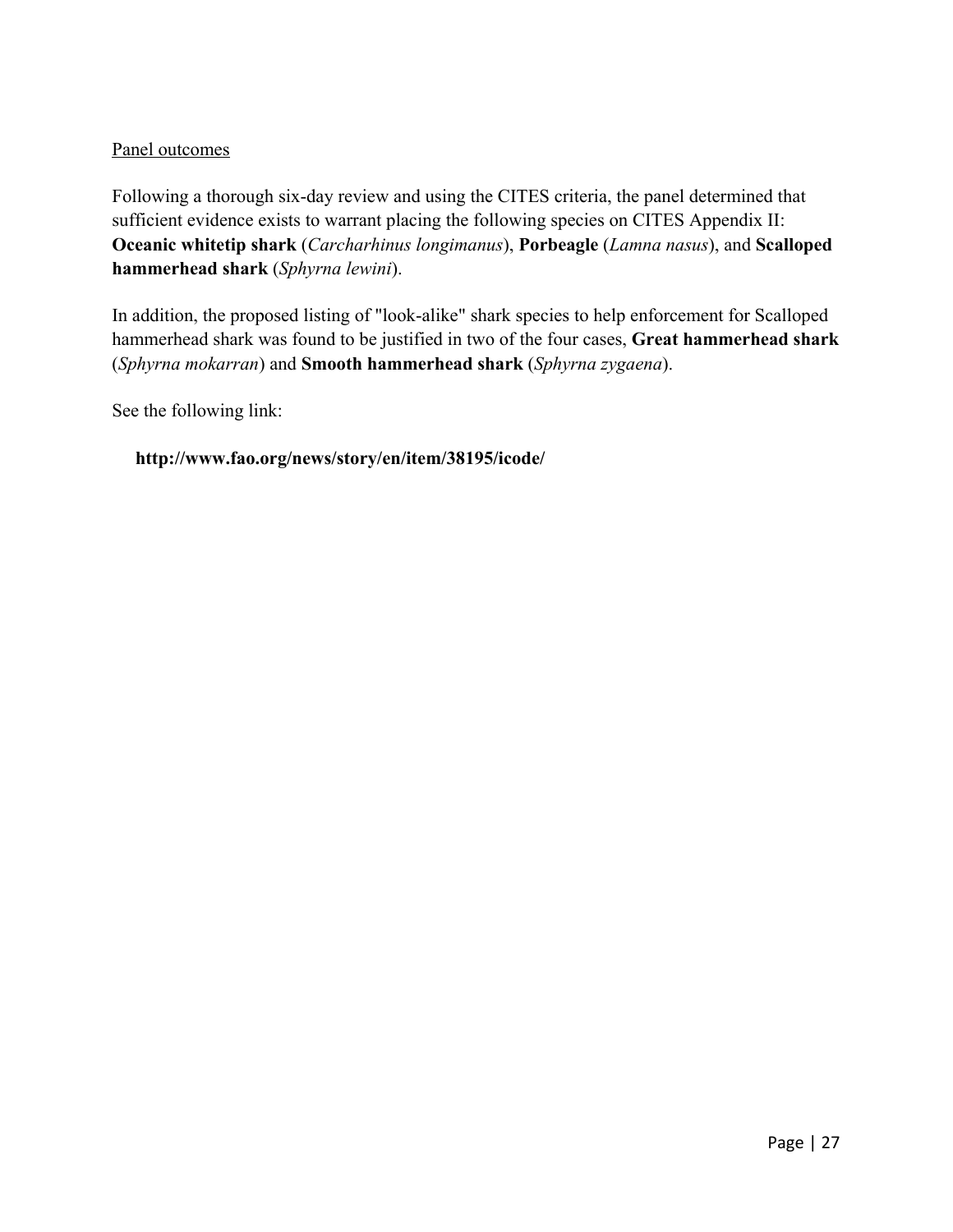Panel outcomes

Following a thorough six-day review and using the CITES criteria, the panel determined that sufficient evidence exists to warrant placing the following species on CITES Appendix II: **Oceanic whitetip shark** (*Carcharhinus longimanus*), **Porbeagle** (*Lamna nasus*), and **Scalloped hammerhead shark** (*Sphyrna lewini*).

In addition, the proposed listing of "look-alike" shark species to help enforcement for Scalloped hammerhead shark was found to be justified in two of the four cases, **Great hammerhead shark** (*Sphyrna mokarran*) and **Smooth hammerhead shark** (*Sphyrna zygaena*).

See the following link:

**http://www.fao.org/news/story/en/item/38195/icode/**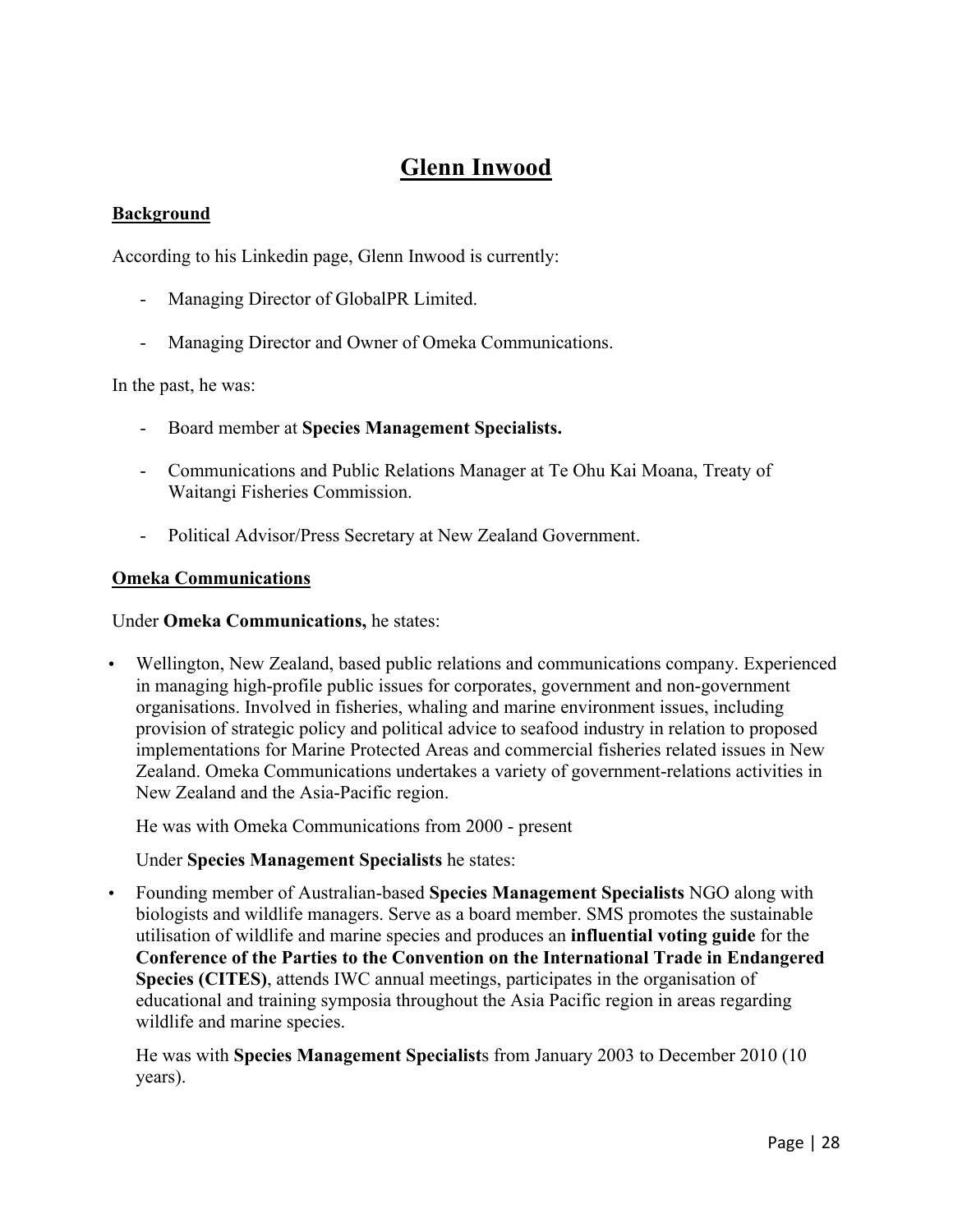# Glenn Inwood

## Background

According to his Linkedin page, Glenn Inwood is currently:

- Managing Director of GlobalPR Limited.
- Managing Director and Owner of Omeka Communications.

In the past, he was:

- Board member at **Species Management Specialists.**
- Communications and Public Relations Manager at Te Ohu Kai Moana, Treaty of Waitangi Fisheries Commission.
- Political Advisor/Press Secretary at New Zealand Government.

## Omeka Communications

Under **Omeka Communications,** he states:

- Wellington, New Zealand, based public relations and communications company. Experienced in managing high-profile public issues for corporates, government and non-government organisations. Involved in fisheries, whaling and marine environment issues, including provision of strategic policy and political advice to seafood industry in relation to proposed implementations for Marine Protected Areas and commercial fisheries related issues in New Zealand. Omeka Communications undertakes a variety of government-relations activities in New Zealand and the Asia-Pacific region.

  He was with Omeka Communications from 2000 - present

  Under **Species Management Specialists** he states:

- Founding member of Australian-based **Species Management Specialists** NGO along with biologists and wildlife managers. Serve as a board member. SMS promotes the sustainable utilisation of wildlife and marine species and produces an **influential voting guide** for the **Conference of the Parties to the Convention on the International Trade in Endangered Species (CITES)**, attends IWC annual meetings, participates in the organisation of educational and training symposia throughout the Asia Pacific region in areas regarding wildlife and marine species.

  He was with **Species Management Specialist**s from January 2003 to December 2010 (10 years).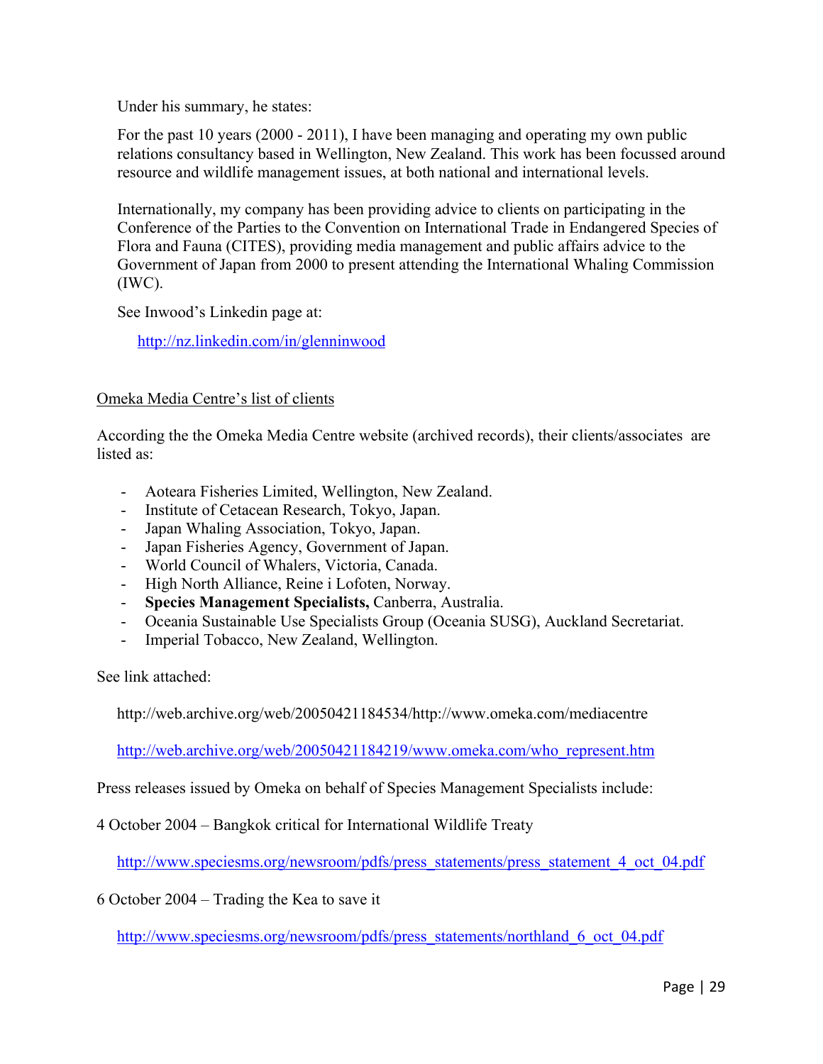Under his summary, he states:

For the past 10 years (2000 - 2011), I have been managing and operating my own public relations consultancy based in Wellington, New Zealand. This work has been focussed around resource and wildlife management issues, at both national and international levels.

Internationally, my company has been providing advice to clients on participating in the Conference of the Parties to the Convention on International Trade in Endangered Species of Flora and Fauna (CITES), providing media management and public affairs advice to the Government of Japan from 2000 to present attending the International Whaling Commission (IWC).

See Inwood's Linkedin page at:

http://nz.linkedin.com/in/glenninwood

Omeka Media Centre's list of clients

According the the Omeka Media Centre website (archived records), their clients/associates are listed as:

- Aoteara Fisheries Limited, Wellington, New Zealand.
- Institute of Cetacean Research, Tokyo, Japan.
- Japan Whaling Association, Tokyo, Japan.
- Japan Fisheries Agency, Government of Japan.
- World Council of Whalers, Victoria, Canada.
- High North Alliance, Reine i Lofoten, Norway.
- **Species Management Specialists,** Canberra, Australia.
- Oceania Sustainable Use Specialists Group (Oceania SUSG), Auckland Secretariat.
- Imperial Tobacco, New Zealand, Wellington.

See link attached:

http://web.archive.org/web/20050421184534/http://www.omeka.com/mediacentre

http://web.archive.org/web/20050421184219/www.omeka.com/who_represent.htm

Press releases issued by Omeka on behalf of Species Management Specialists include:

4 October 2004 – Bangkok critical for International Wildlife Treaty

http://www.speciesms.org/newsroom/pdfs/press_statements/press_statement_4_oct_04.pdf

6 October 2004 – Trading the Kea to save it

http://www.speciesms.org/newsroom/pdfs/press_statements/northland_6_oct_04.pdf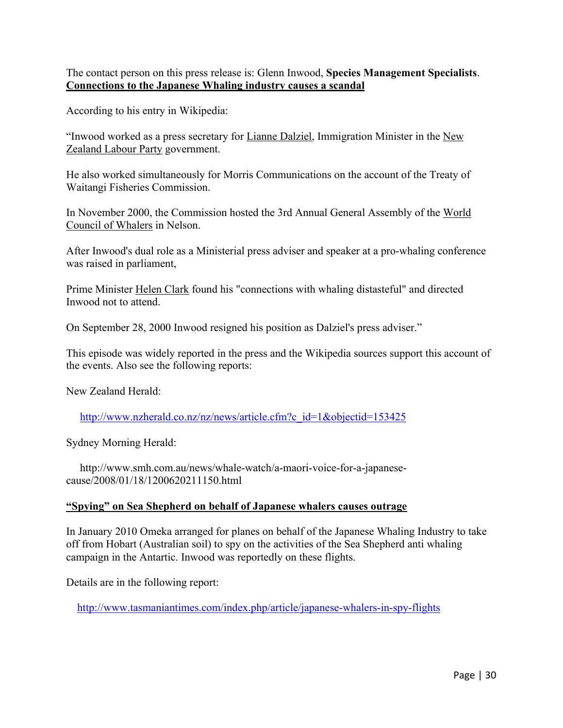The contact person on this press release is: Glenn Inwood, **Species Management Specialists**.

**Connections to the Japanese Whaling industry causes a scandal**

According to his entry in Wikipedia:

"Inwood worked as a press secretary for Lianne Dalziel, Immigration Minister in the New Zealand Labour Party government.

He also worked simultaneously for Morris Communications on the account of the Treaty of Waitangi Fisheries Commission.

In November 2000, the Commission hosted the 3rd Annual General Assembly of the World Council of Whalers in Nelson.

After Inwood's dual role as a Ministerial press adviser and speaker at a pro-whaling conference was raised in parliament,

Prime Minister Helen Clark found his "connections with whaling distasteful" and directed Inwood not to attend.

On September 28, 2000 Inwood resigned his position as Dalziel's press adviser."

This episode was widely reported in the press and the Wikipedia sources support this account of the events. Also see the following reports:

New Zealand Herald:

http://www.nzherald.co.nz/nz/news/article.cfm?c_id=1&objectid=153425

Sydney Morning Herald:

http://www.smh.com.au/news/whale-watch/a-maori-voice-for-a-japanese-cause/2008/01/18/1200620211150.html

**"Spying" on Sea Shepherd on behalf of Japanese whalers causes outrage**

In January 2010 Omeka arranged for planes on behalf of the Japanese Whaling Industry to take off from Hobart (Australian soil) to spy on the activities of the Sea Shepherd anti whaling campaign in the Antartic. Inwood was reportedly on these flights.

Details are in the following report:

http://www.tasmaniantimes.com/index.php/article/japanese-whalers-in-spy-flights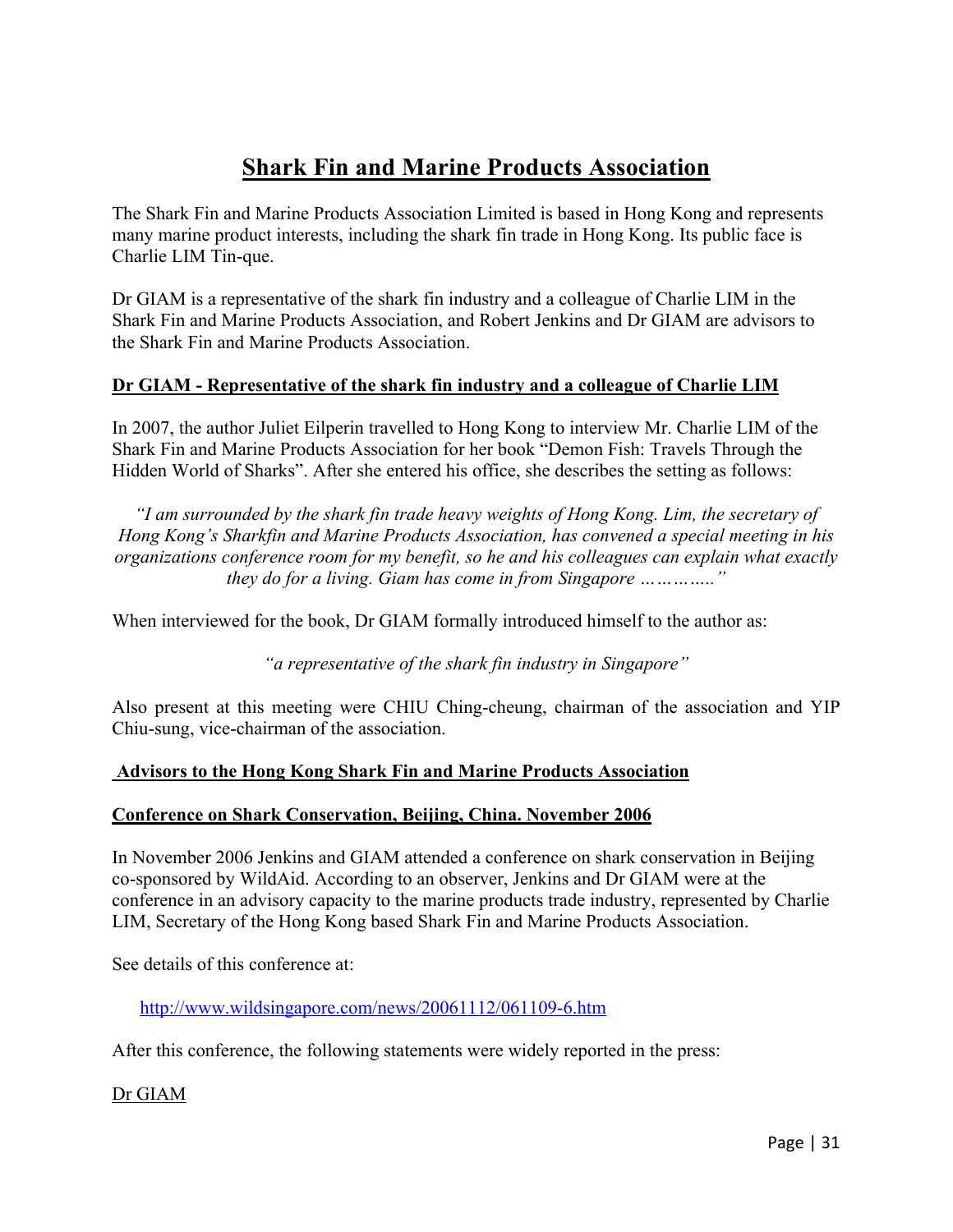# Shark Fin and Marine Products Association

The Shark Fin and Marine Products Association Limited is based in Hong Kong and represents many marine product interests, including the shark fin trade in Hong Kong. Its public face is Charlie LIM Tin-que.

Dr GIAM is a representative of the shark fin industry and a colleague of Charlie LIM in the Shark Fin and Marine Products Association, and Robert Jenkins and Dr GIAM are advisors to the Shark Fin and Marine Products Association.

**Dr GIAM - Representative of the shark fin industry and a colleague of Charlie LIM**

In 2007, the author Juliet Eilperin travelled to Hong Kong to interview Mr. Charlie LIM of the Shark Fin and Marine Products Association for her book "Demon Fish: Travels Through the Hidden World of Sharks". After she entered his office, she describes the setting as follows:

> *"I am surrounded by the shark fin trade heavy weights of Hong Kong. Lim, the secretary of Hong Kong's Sharkfin and Marine Products Association, has convened a special meeting in his organizations conference room for my benefit, so he and his colleagues can explain what exactly they do for a living. Giam has come in from Singapore ………….."*

When interviewed for the book, Dr GIAM formally introduced himself to the author as:

> *"a representative of the shark fin industry in Singapore"*

Also present at this meeting were CHIU Ching-cheung, chairman of the association and YIP Chiu-sung, vice-chairman of the association.

**Advisors to the Hong Kong Shark Fin and Marine Products Association**

**Conference on Shark Conservation, Beijing, China. November 2006**

In November 2006 Jenkins and GIAM attended a conference on shark conservation in Beijing co-sponsored by WildAid. According to an observer, Jenkins and Dr GIAM were at the conference in an advisory capacity to the marine products trade industry, represented by Charlie LIM, Secretary of the Hong Kong based Shark Fin and Marine Products Association.

See details of this conference at:

http://www.wildsingapore.com/news/20061112/061109-6.htm

After this conference, the following statements were widely reported in the press:

Dr GIAM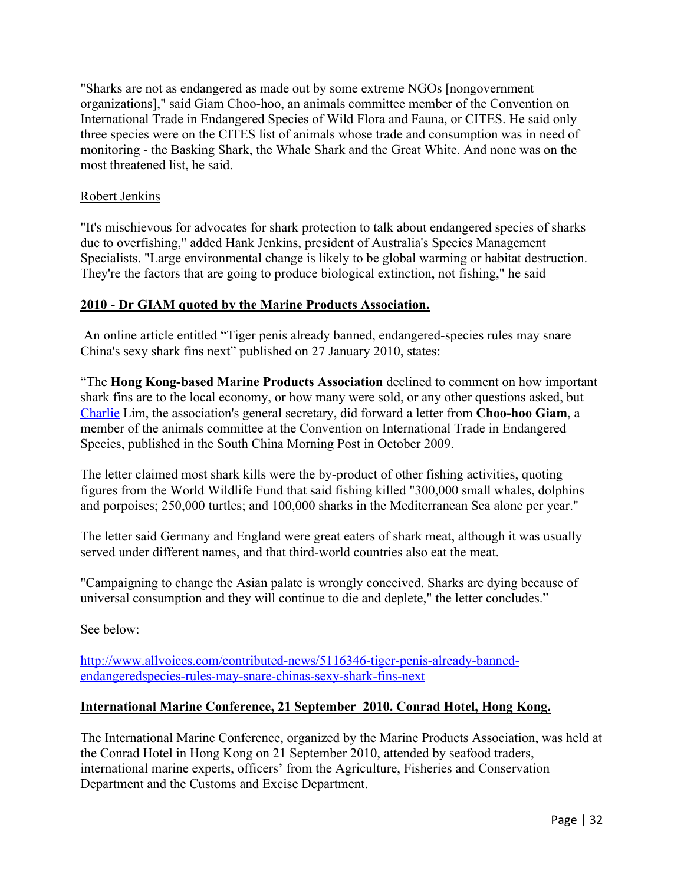"Sharks are not as endangered as made out by some extreme NGOs [nongovernment organizations]," said Giam Choo-hoo, an animals committee member of the Convention on International Trade in Endangered Species of Wild Flora and Fauna, or CITES. He said only three species were on the CITES list of animals whose trade and consumption was in need of monitoring - the Basking Shark, the Whale Shark and the Great White. And none was on the most threatened list, he said.

Robert Jenkins

"It's mischievous for advocates for shark protection to talk about endangered species of sharks due to overfishing," added Hank Jenkins, president of Australia's Species Management Specialists. "Large environmental change is likely to be global warming or habitat destruction. They're the factors that are going to produce biological extinction, not fishing," he said

**2010 - Dr GIAM quoted by the Marine Products Association.**

An online article entitled "Tiger penis already banned, endangered-species rules may snare China's sexy shark fins next" published on 27 January 2010, states:

"The **Hong Kong-based Marine Products Association** declined to comment on how important shark fins are to the local economy, or how many were sold, or any other questions asked, but Charlie Lim, the association's general secretary, did forward a letter from **Choo-hoo Giam**, a member of the animals committee at the Convention on International Trade in Endangered Species, published in the South China Morning Post in October 2009.

The letter claimed most shark kills were the by-product of other fishing activities, quoting figures from the World Wildlife Fund that said fishing killed "300,000 small whales, dolphins and porpoises; 250,000 turtles; and 100,000 sharks in the Mediterranean Sea alone per year."

The letter said Germany and England were great eaters of shark meat, although it was usually served under different names, and that third-world countries also eat the meat.

"Campaigning to change the Asian palate is wrongly conceived. Sharks are dying because of universal consumption and they will continue to die and deplete," the letter concludes."

See below:

http://www.allvoices.com/contributed-news/5116346-tiger-penis-already-banned-endangeredspecies-rules-may-snare-chinas-sexy-shark-fins-next

**International Marine Conference, 21 September 2010. Conrad Hotel, Hong Kong.**

The International Marine Conference, organized by the Marine Products Association, was held at the Conrad Hotel in Hong Kong on 21 September 2010, attended by seafood traders, international marine experts, officers' from the Agriculture, Fisheries and Conservation Department and the Customs and Excise Department.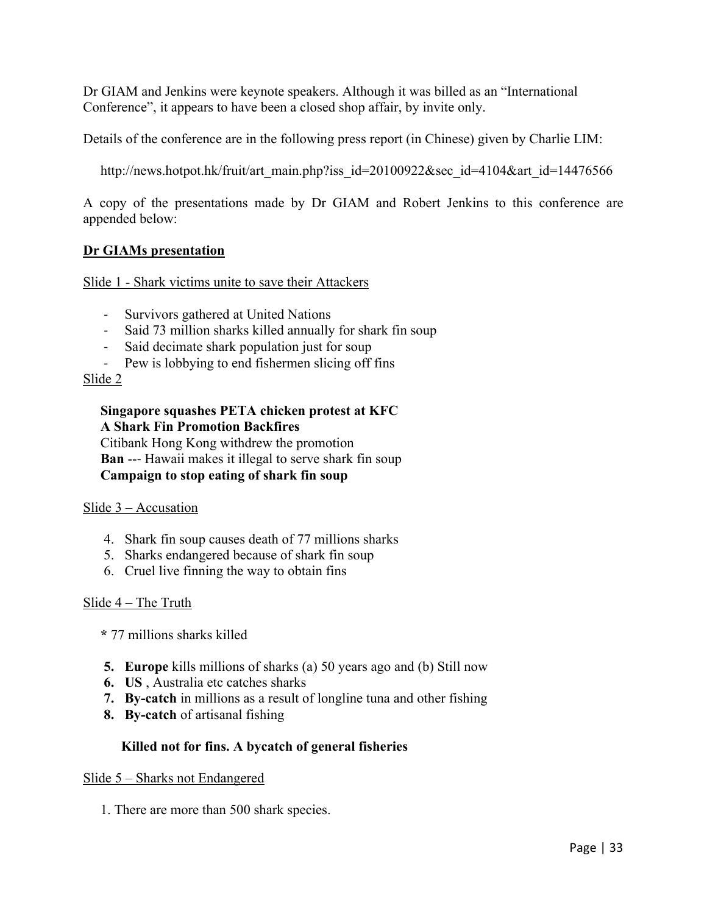Dr GIAM and Jenkins were keynote speakers. Although it was billed as an "International Conference", it appears to have been a closed shop affair, by invite only.

Details of the conference are in the following press report (in Chinese) given by Charlie LIM:

http://news.hotpot.hk/fruit/art_main.php?iss_id=20100922&sec_id=4104&art_id=14476566

A copy of the presentations made by Dr GIAM and Robert Jenkins to this conference are appended below:

**Dr GIAMs presentation**

Slide 1 - Shark victims unite to save their Attackers

- Survivors gathered at United Nations
- Said 73 million sharks killed annually for shark fin soup
- Said decimate shark population just for soup
- Pew is lobbying to end fishermen slicing off fins

Slide 2

**Singapore squashes PETA chicken protest at KFC**
**A Shark Fin Promotion Backfires**
Citibank Hong Kong withdrew the promotion
**Ban** --- Hawaii makes it illegal to serve shark fin soup
**Campaign to stop eating of shark fin soup**

Slide 3 – Accusation

4. Shark fin soup causes death of 77 millions sharks
5. Sharks endangered because of shark fin soup
6. Cruel live finning the way to obtain fins

Slide 4 – The Truth

**\*** 77 millions sharks killed

5. **Europe** kills millions of sharks (a) 50 years ago and (b) Still now
6. **US** , Australia etc catches sharks
7. **By-catch** in millions as a result of longline tuna and other fishing
8. **By-catch** of artisanal fishing

**Killed not for fins. A bycatch of general fisheries**

Slide 5 – Sharks not Endangered

1. There are more than 500 shark species.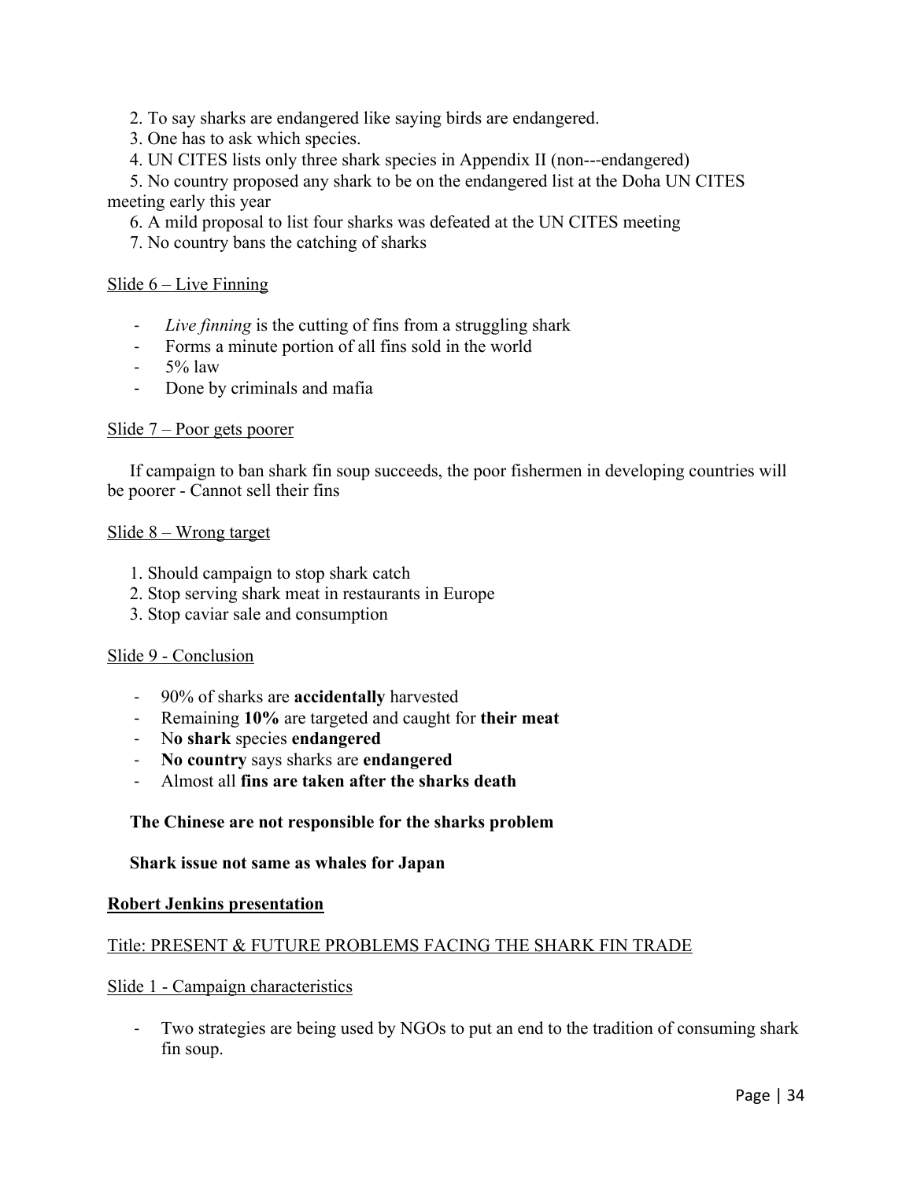2. To say sharks are endangered like saying birds are endangered.
3. One has to ask which species.
4. UN CITES lists only three shark species in Appendix II (non---endangered)
5. No country proposed any shark to be on the endangered list at the Doha UN CITES meeting early this year
6. A mild proposal to list four sharks was defeated at the UN CITES meeting
7. No country bans the catching of sharks

Slide 6 – Live Finning

- *Live finning* is the cutting of fins from a struggling shark
- Forms a minute portion of all fins sold in the world
- 5% law
- Done by criminals and mafia

Slide 7 – Poor gets poorer

If campaign to ban shark fin soup succeeds, the poor fishermen in developing countries will be poorer - Cannot sell their fins

Slide 8 – Wrong target

1. Should campaign to stop shark catch
2. Stop serving shark meat in restaurants in Europe
3. Stop caviar sale and consumption

Slide 9 - Conclusion

- 90% of sharks are **accidentally** harvested
- Remaining **10%** are targeted and caught for **their meat**
- N**o shark** species **endangered**
- **No country** says sharks are **endangered**
- Almost all **fins are taken after the sharks death**

**The Chinese are not responsible for the sharks problem**

**Shark issue not same as whales for Japan**

**Robert Jenkins presentation**

Title: PRESENT & FUTURE PROBLEMS FACING THE SHARK FIN TRADE

Slide 1 - Campaign characteristics

- Two strategies are being used by NGOs to put an end to the tradition of consuming shark fin soup.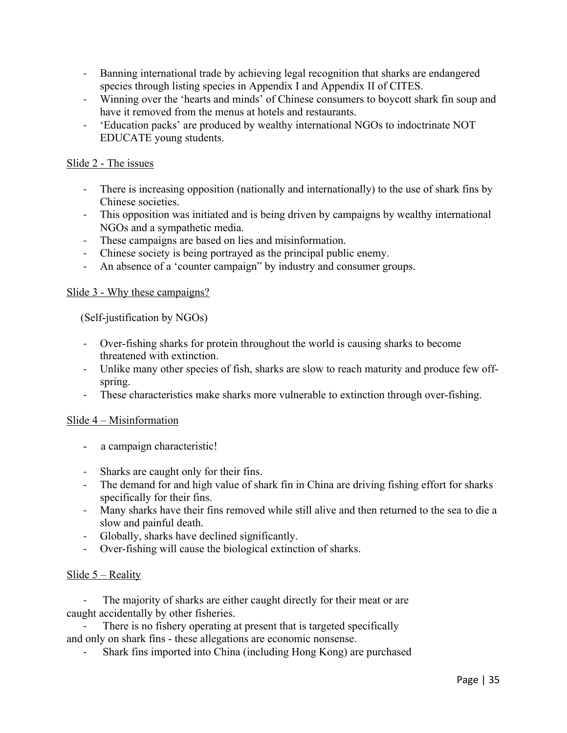- Banning international trade by achieving legal recognition that sharks are endangered species through listing species in Appendix I and Appendix II of CITES.
- Winning over the 'hearts and minds' of Chinese consumers to boycott shark fin soup and have it removed from the menus at hotels and restaurants.
- 'Education packs' are produced by wealthy international NGOs to indoctrinate NOT EDUCATE young students.

Slide 2 - The issues

- There is increasing opposition (nationally and internationally) to the use of shark fins by Chinese societies.
- This opposition was initiated and is being driven by campaigns by wealthy international NGOs and a sympathetic media.
- These campaigns are based on lies and misinformation.
- Chinese society is being portrayed as the principal public enemy.
- An absence of a 'counter campaign" by industry and consumer groups.

Slide 3 - Why these campaigns?

(Self-justification by NGOs)

- Over-fishing sharks for protein throughout the world is causing sharks to become threatened with extinction.
- Unlike many other species of fish, sharks are slow to reach maturity and produce few off-spring.
- These characteristics make sharks more vulnerable to extinction through over-fishing.

Slide 4 – Misinformation

- a campaign characteristic!

- Sharks are caught only for their fins.
- The demand for and high value of shark fin in China are driving fishing effort for sharks specifically for their fins.
- Many sharks have their fins removed while still alive and then returned to the sea to die a slow and painful death.
- Globally, sharks have declined significantly.
- Over-fishing will cause the biological extinction of sharks.

Slide 5 – Reality

- The majority of sharks are either caught directly for their meat or are caught accidentally by other fisheries.
- There is no fishery operating at present that is targeted specifically and only on shark fins - these allegations are economic nonsense.
- Shark fins imported into China (including Hong Kong) are purchased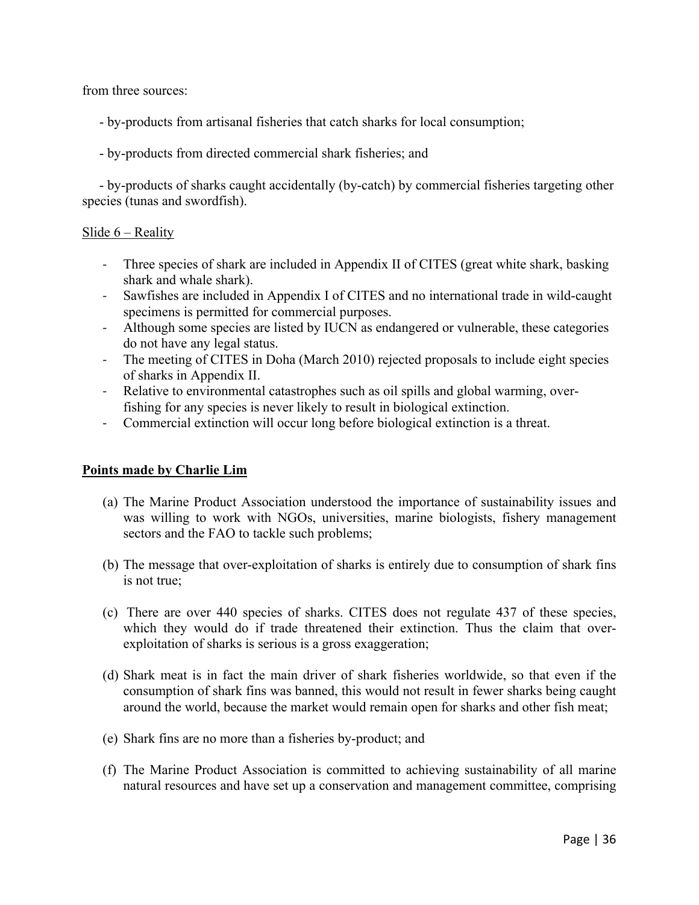from three sources:

- by-products from artisanal fisheries that catch sharks for local consumption;

- by-products from directed commercial shark fisheries; and

- by-products of sharks caught accidentally (by-catch) by commercial fisheries targeting other species (tunas and swordfish).

<u>Slide 6 – Reality</u>

- Three species of shark are included in Appendix II of CITES (great white shark, basking shark and whale shark).
- Sawfishes are included in Appendix I of CITES and no international trade in wild-caught specimens is permitted for commercial purposes.
- Although some species are listed by IUCN as endangered or vulnerable, these categories do not have any legal status.
- The meeting of CITES in Doha (March 2010) rejected proposals to include eight species of sharks in Appendix II.
- Relative to environmental catastrophes such as oil spills and global warming, over-fishing for any species is never likely to result in biological extinction.
- Commercial extinction will occur long before biological extinction is a threat.

**<u>Points made by Charlie Lim</u>**

(a) The Marine Product Association understood the importance of sustainability issues and was willing to work with NGOs, universities, marine biologists, fishery management sectors and the FAO to tackle such problems;

(b) The message that over-exploitation of sharks is entirely due to consumption of shark fins is not true;

(c) There are over 440 species of sharks. CITES does not regulate 437 of these species, which they would do if trade threatened their extinction. Thus the claim that over-exploitation of sharks is serious is a gross exaggeration;

(d) Shark meat is in fact the main driver of shark fisheries worldwide, so that even if the consumption of shark fins was banned, this would not result in fewer sharks being caught around the world, because the market would remain open for sharks and other fish meat;

(e) Shark fins are no more than a fisheries by-product; and

(f) The Marine Product Association is committed to achieving sustainability of all marine natural resources and have set up a conservation and management committee, comprising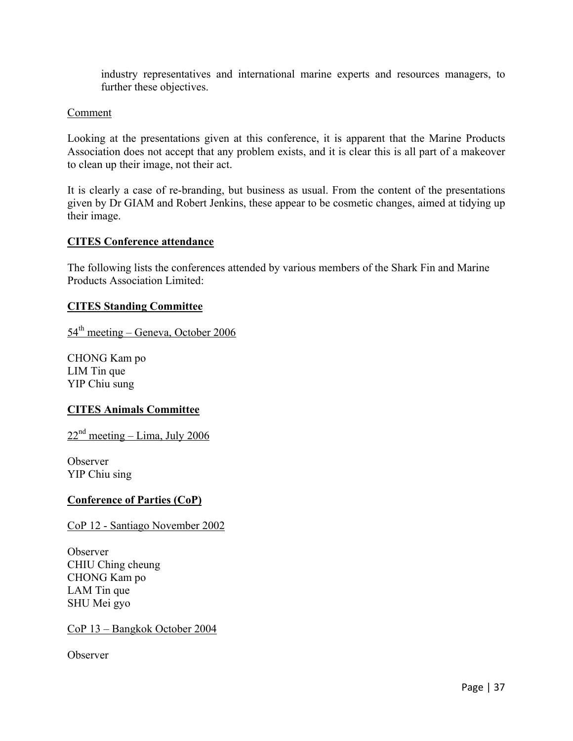industry representatives and international marine experts and resources managers, to further these objectives.

Comment

Looking at the presentations given at this conference, it is apparent that the Marine Products Association does not accept that any problem exists, and it is clear this is all part of a makeover to clean up their image, not their act.

It is clearly a case of re-branding, but business as usual. From the content of the presentations given by Dr GIAM and Robert Jenkins, these appear to be cosmetic changes, aimed at tidying up their image.

**CITES Conference attendance**

The following lists the conferences attended by various members of the Shark Fin and Marine Products Association Limited:

**CITES Standing Committee**

54th meeting – Geneva, October 2006

CHONG Kam po
LIM Tin que
YIP Chiu sung

**CITES Animals Committee**

22nd meeting – Lima, July 2006

Observer
YIP Chiu sing

**Conference of Parties (CoP)**

CoP 12 - Santiago November 2002

Observer
CHIU Ching cheung
CHONG Kam po
LAM Tin que
SHU Mei gyo

CoP 13 – Bangkok October 2004

Observer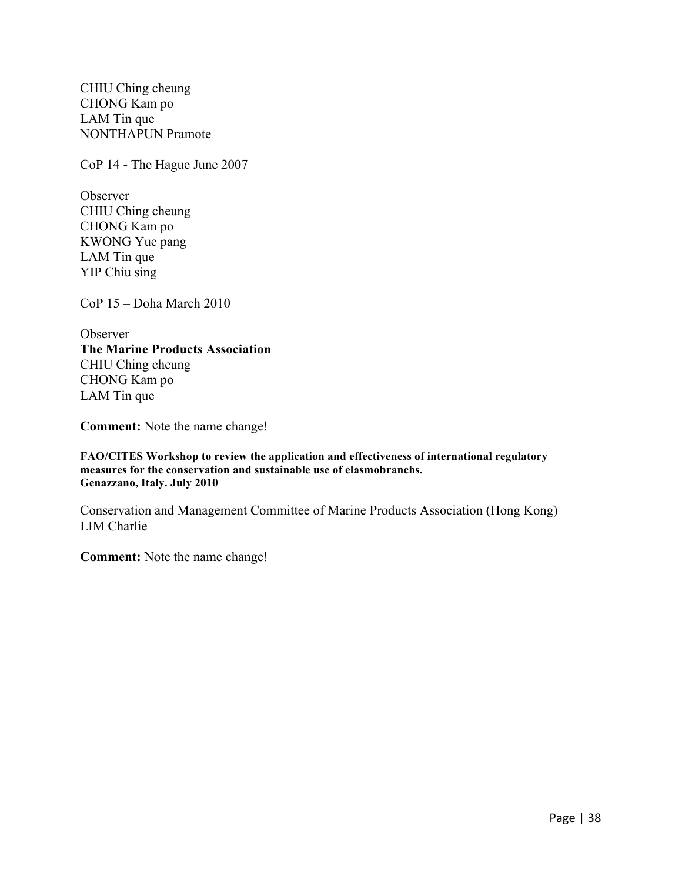CHIU Ching cheung  
CHONG Kam po  
LAM Tin que  
NONTHAPUN Pramote

<u>CoP 14 - The Hague June 2007</u>

Observer  
CHIU Ching cheung  
CHONG Kam po  
KWONG Yue pang  
LAM Tin que  
YIP Chiu sing

<u>CoP 15 – Doha March 2010</u>

Observer  
**The Marine Products Association**  
CHIU Ching cheung  
CHONG Kam po  
LAM Tin que

**Comment:** Note the name change!

**FAO/CITES Workshop to review the application and effectiveness of international regulatory measures for the conservation and sustainable use of elasmobranchs.**  
**Genazzano, Italy. July 2010**

Conservation and Management Committee of Marine Products Association (Hong Kong)  
LIM Charlie

**Comment:** Note the name change!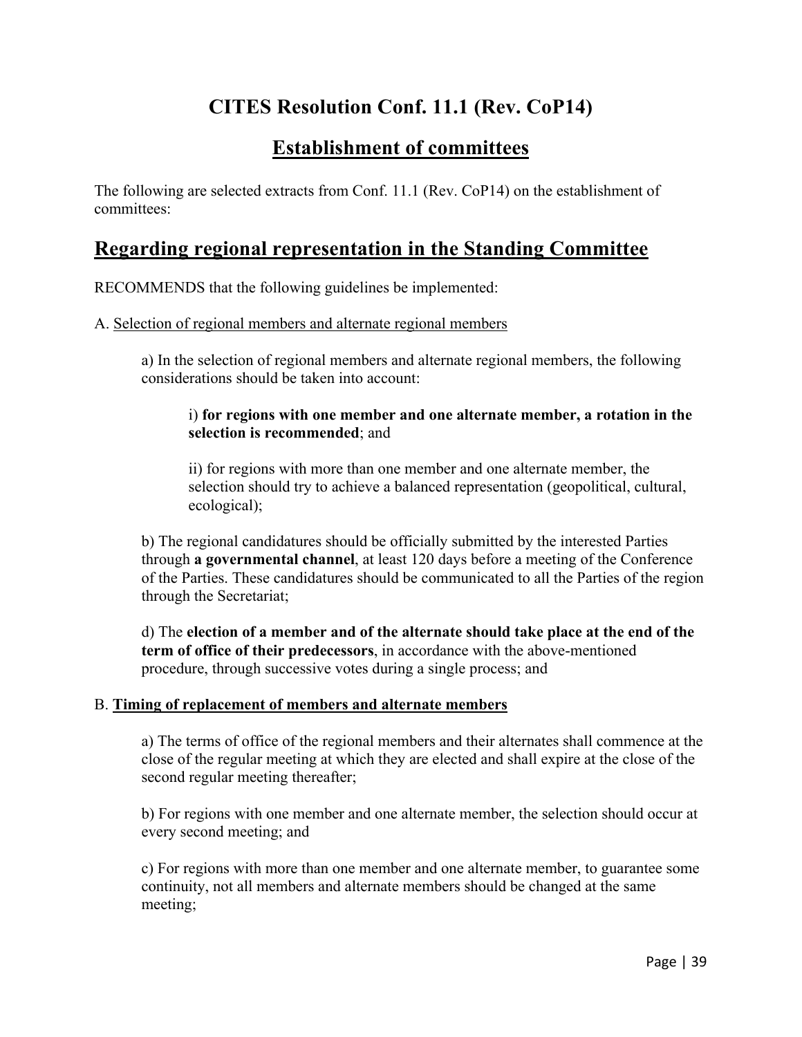# CITES Resolution Conf. 11.1 (Rev. CoP14)

## Establishment of committees

The following are selected extracts from Conf. 11.1 (Rev. CoP14) on the establishment of committees:

## Regarding regional representation in the Standing Committee

RECOMMENDS that the following guidelines be implemented:

A. Selection of regional members and alternate regional members

a) In the selection of regional members and alternate regional members, the following considerations should be taken into account:

i) **for regions with one member and one alternate member, a rotation in the selection is recommended**; and

ii) for regions with more than one member and one alternate member, the selection should try to achieve a balanced representation (geopolitical, cultural, ecological);

b) The regional candidatures should be officially submitted by the interested Parties through **a governmental channel**, at least 120 days before a meeting of the Conference of the Parties. These candidatures should be communicated to all the Parties of the region through the Secretariat;

d) The **election of a member and of the alternate should take place at the end of the term of office of their predecessors**, in accordance with the above-mentioned procedure, through successive votes during a single process; and

B. **Timing of replacement of members and alternate members**

a) The terms of office of the regional members and their alternates shall commence at the close of the regular meeting at which they are elected and shall expire at the close of the second regular meeting thereafter;

b) For regions with one member and one alternate member, the selection should occur at every second meeting; and

c) For regions with more than one member and one alternate member, to guarantee some continuity, not all members and alternate members should be changed at the same meeting;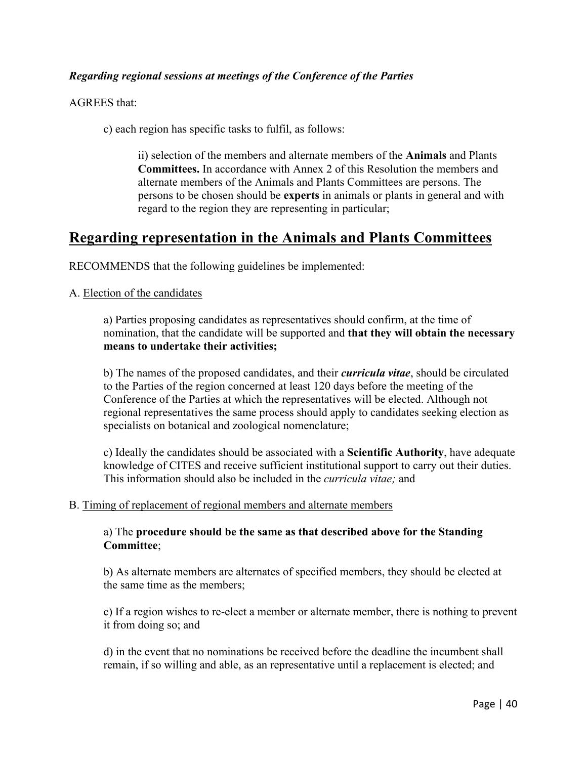***Regarding regional sessions at meetings of the Conference of the Parties***

AGREES that:

> c) each region has specific tasks to fulfil, as follows:
>
> > ii) selection of the members and alternate members of the **Animals** and Plants **Committees.** In accordance with Annex 2 of this Resolution the members and alternate members of the Animals and Plants Committees are persons. The persons to be chosen should be **experts** in animals or plants in general and with regard to the region they are representing in particular;

## Regarding representation in the Animals and Plants Committees

RECOMMENDS that the following guidelines be implemented:

A. Election of the candidates

> a) Parties proposing candidates as representatives should confirm, at the time of nomination, that the candidate will be supported and **that they will obtain the necessary means to undertake their activities;**
>
> b) The names of the proposed candidates, and their ***curricula vitae***, should be circulated to the Parties of the region concerned at least 120 days before the meeting of the Conference of the Parties at which the representatives will be elected. Although not regional representatives the same process should apply to candidates seeking election as specialists on botanical and zoological nomenclature;
>
> c) Ideally the candidates should be associated with a **Scientific Authority**, have adequate knowledge of CITES and receive sufficient institutional support to carry out their duties. This information should also be included in the *curricula vitae;* and

B. Timing of replacement of regional members and alternate members

> a) The **procedure should be the same as that described above for the Standing Committee**;
>
> b) As alternate members are alternates of specified members, they should be elected at the same time as the members;
>
> c) If a region wishes to re-elect a member or alternate member, there is nothing to prevent it from doing so; and
>
> d) in the event that no nominations be received before the deadline the incumbent shall remain, if so willing and able, as an representative until a replacement is elected; and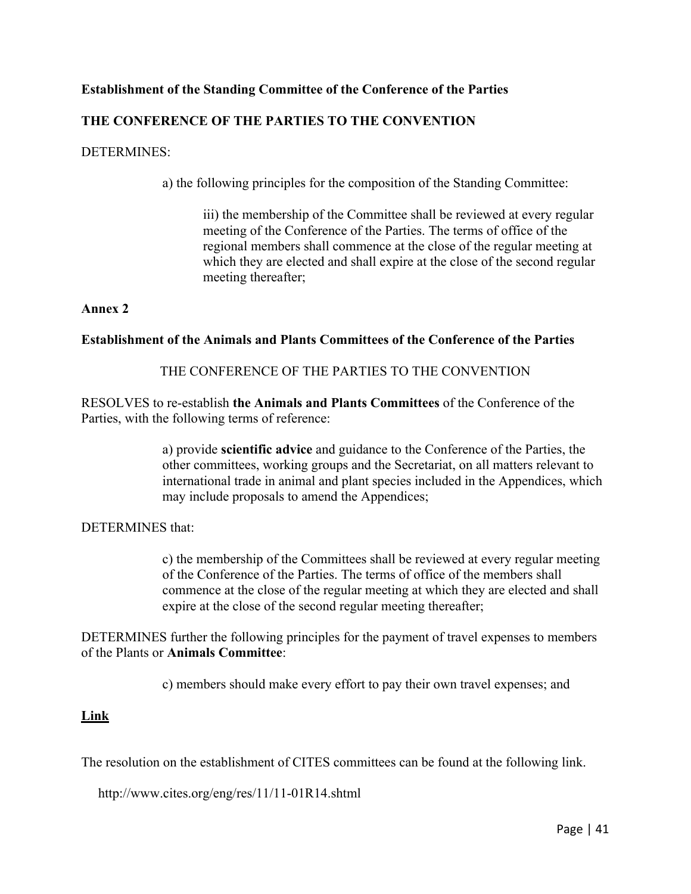**Establishment of the Standing Committee of the Conference of the Parties**

**THE CONFERENCE OF THE PARTIES TO THE CONVENTION**

DETERMINES:

> a) the following principles for the composition of the Standing Committee:
>
> > iii) the membership of the Committee shall be reviewed at every regular meeting of the Conference of the Parties. The terms of office of the regional members shall commence at the close of the regular meeting at which they are elected and shall expire at the close of the second regular meeting thereafter;

**Annex 2**

**Establishment of the Animals and Plants Committees of the Conference of the Parties**

THE CONFERENCE OF THE PARTIES TO THE CONVENTION

RESOLVES to re-establish **the Animals and Plants Committees** of the Conference of the Parties, with the following terms of reference:

> a) provide **scientific advice** and guidance to the Conference of the Parties, the other committees, working groups and the Secretariat, on all matters relevant to international trade in animal and plant species included in the Appendices, which may include proposals to amend the Appendices;

DETERMINES that:

> c) the membership of the Committees shall be reviewed at every regular meeting of the Conference of the Parties. The terms of office of the members shall commence at the close of the regular meeting at which they are elected and shall expire at the close of the second regular meeting thereafter;

DETERMINES further the following principles for the payment of travel expenses to members of the Plants or **Animals Committee**:

> c) members should make every effort to pay their own travel expenses; and

**Link**

The resolution on the establishment of CITES committees can be found at the following link.

http://www.cites.org/eng/res/11/11-01R14.shtml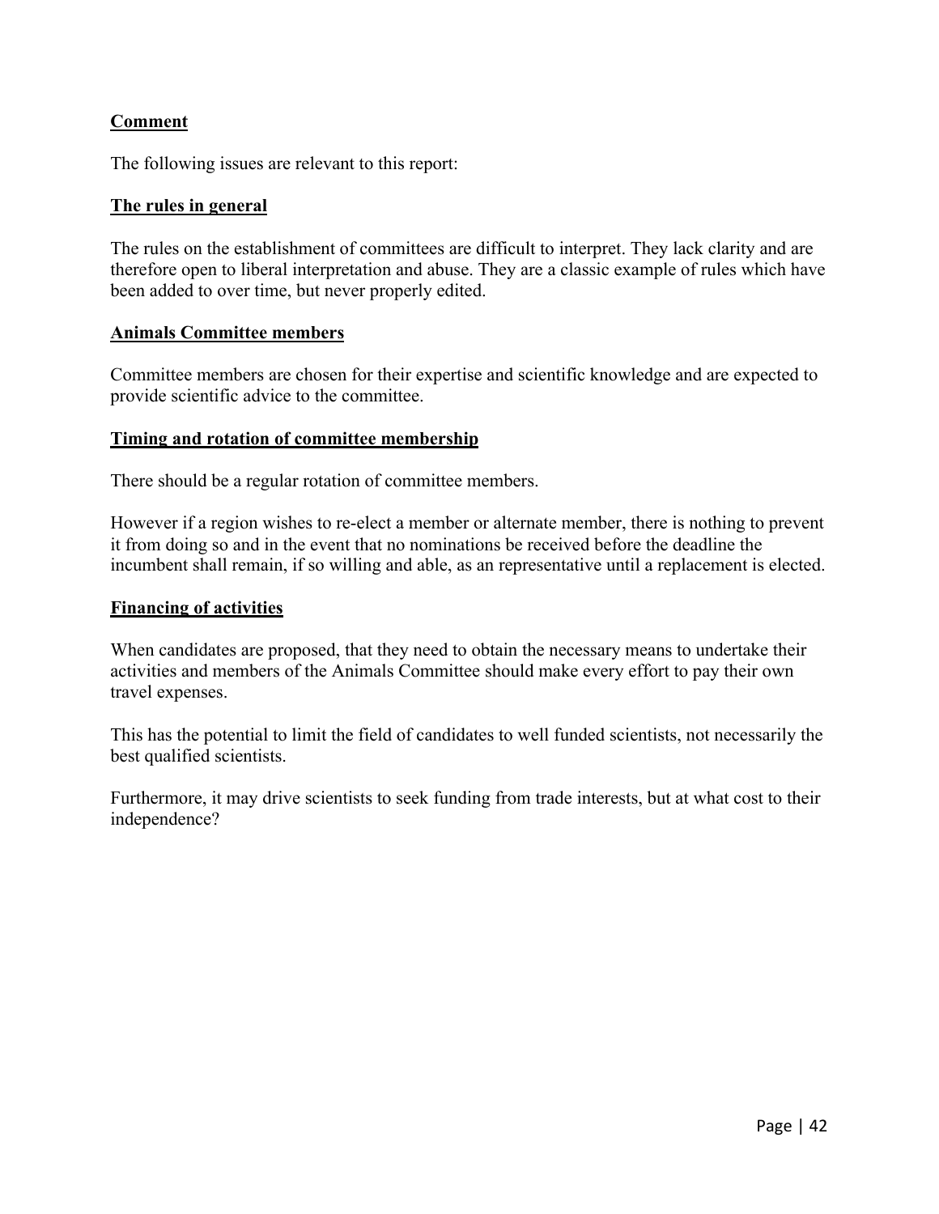**Comment**

The following issues are relevant to this report:

**The rules in general**

The rules on the establishment of committees are difficult to interpret. They lack clarity and are therefore open to liberal interpretation and abuse. They are a classic example of rules which have been added to over time, but never properly edited.

**Animals Committee members**

Committee members are chosen for their expertise and scientific knowledge and are expected to provide scientific advice to the committee.

**Timing and rotation of committee membership**

There should be a regular rotation of committee members.

However if a region wishes to re-elect a member or alternate member, there is nothing to prevent it from doing so and in the event that no nominations be received before the deadline the incumbent shall remain, if so willing and able, as an representative until a replacement is elected.

**Financing of activities**

When candidates are proposed, that they need to obtain the necessary means to undertake their activities and members of the Animals Committee should make every effort to pay their own travel expenses.

This has the potential to limit the field of candidates to well funded scientists, not necessarily the best qualified scientists.

Furthermore, it may drive scientists to seek funding from trade interests, but at what cost to their independence?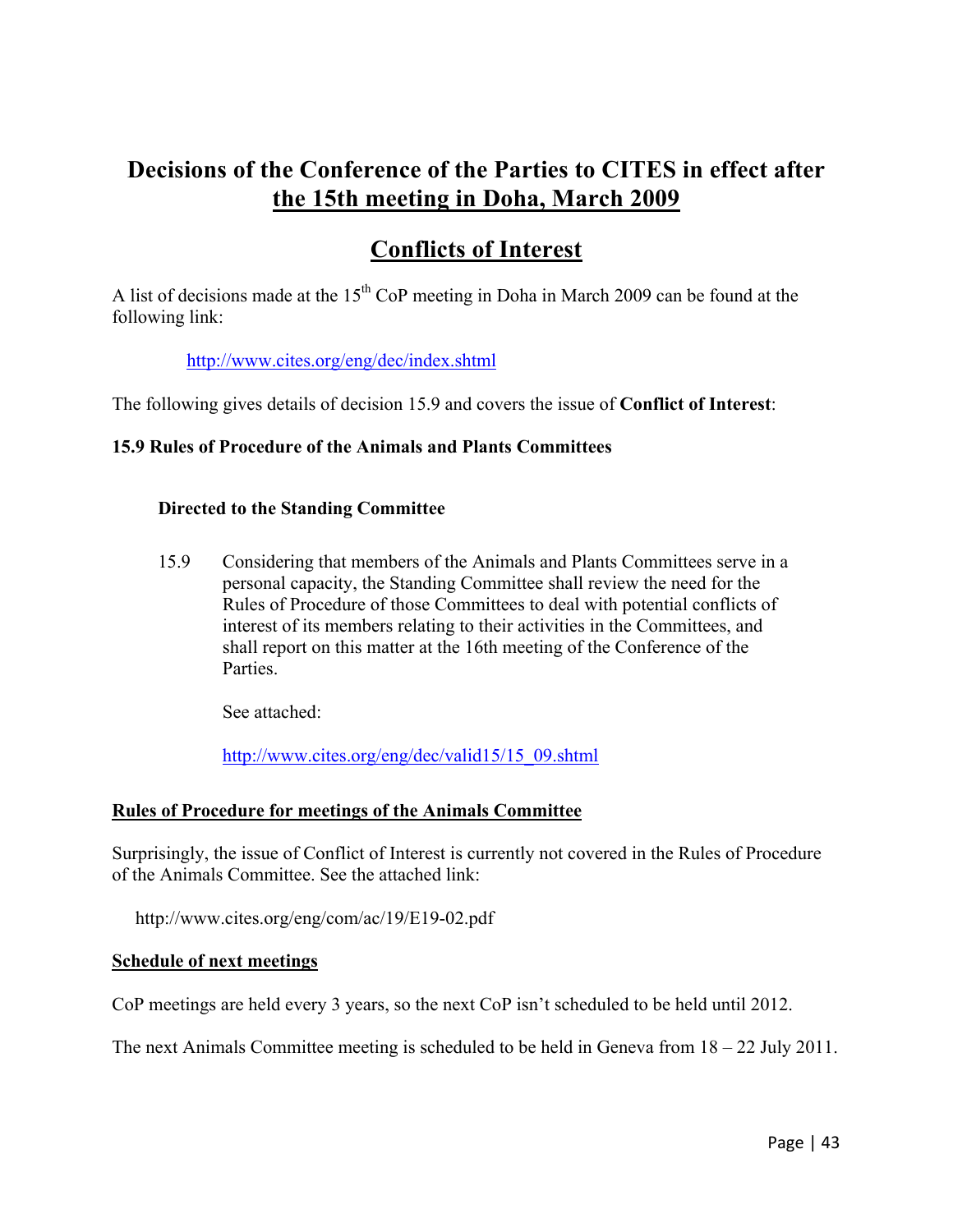# Decisions of the Conference of the Parties to CITES in effect after the 15th meeting in Doha, March 2009

## Conflicts of Interest

A list of decisions made at the 15th CoP meeting in Doha in March 2009 can be found at the following link:

http://www.cites.org/eng/dec/index.shtml

The following gives details of decision 15.9 and covers the issue of **Conflict of Interest**:

**15.9 Rules of Procedure of the Animals and Plants Committees**

**Directed to the Standing Committee**

15.9 Considering that members of the Animals and Plants Committees serve in a personal capacity, the Standing Committee shall review the need for the Rules of Procedure of those Committees to deal with potential conflicts of interest of its members relating to their activities in the Committees, and shall report on this matter at the 16th meeting of the Conference of the Parties.

See attached:

http://www.cites.org/eng/dec/valid15/15_09.shtml

**Rules of Procedure for meetings of the Animals Committee**

Surprisingly, the issue of Conflict of Interest is currently not covered in the Rules of Procedure of the Animals Committee. See the attached link:

http://www.cites.org/eng/com/ac/19/E19-02.pdf

**Schedule of next meetings**

CoP meetings are held every 3 years, so the next CoP isn't scheduled to be held until 2012.

The next Animals Committee meeting is scheduled to be held in Geneva from 18 – 22 July 2011.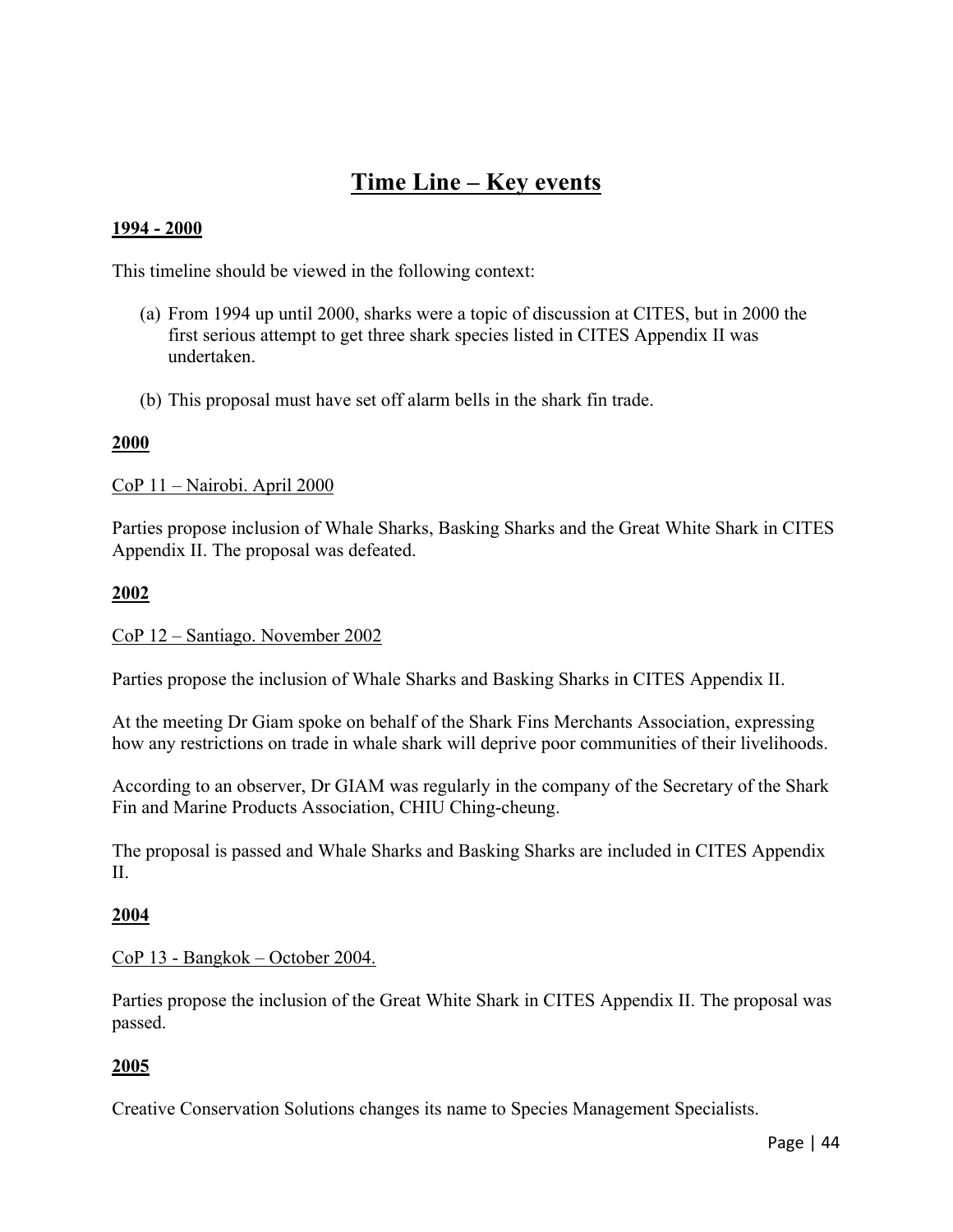# Time Line – Key events

**1994 - 2000**

This timeline should be viewed in the following context:

(a) From 1994 up until 2000, sharks were a topic of discussion at CITES, but in 2000 the first serious attempt to get three shark species listed in CITES Appendix II was undertaken.

(b) This proposal must have set off alarm bells in the shark fin trade.

**2000**

CoP 11 – Nairobi. April 2000

Parties propose inclusion of Whale Sharks, Basking Sharks and the Great White Shark in CITES Appendix II. The proposal was defeated.

**2002**

CoP 12 – Santiago. November 2002

Parties propose the inclusion of Whale Sharks and Basking Sharks in CITES Appendix II.

At the meeting Dr Giam spoke on behalf of the Shark Fins Merchants Association, expressing how any restrictions on trade in whale shark will deprive poor communities of their livelihoods.

According to an observer, Dr GIAM was regularly in the company of the Secretary of the Shark Fin and Marine Products Association, CHIU Ching-cheung.

The proposal is passed and Whale Sharks and Basking Sharks are included in CITES Appendix II.

**2004**

CoP 13 - Bangkok – October 2004.

Parties propose the inclusion of the Great White Shark in CITES Appendix II. The proposal was passed.

**2005**

Creative Conservation Solutions changes its name to Species Management Specialists.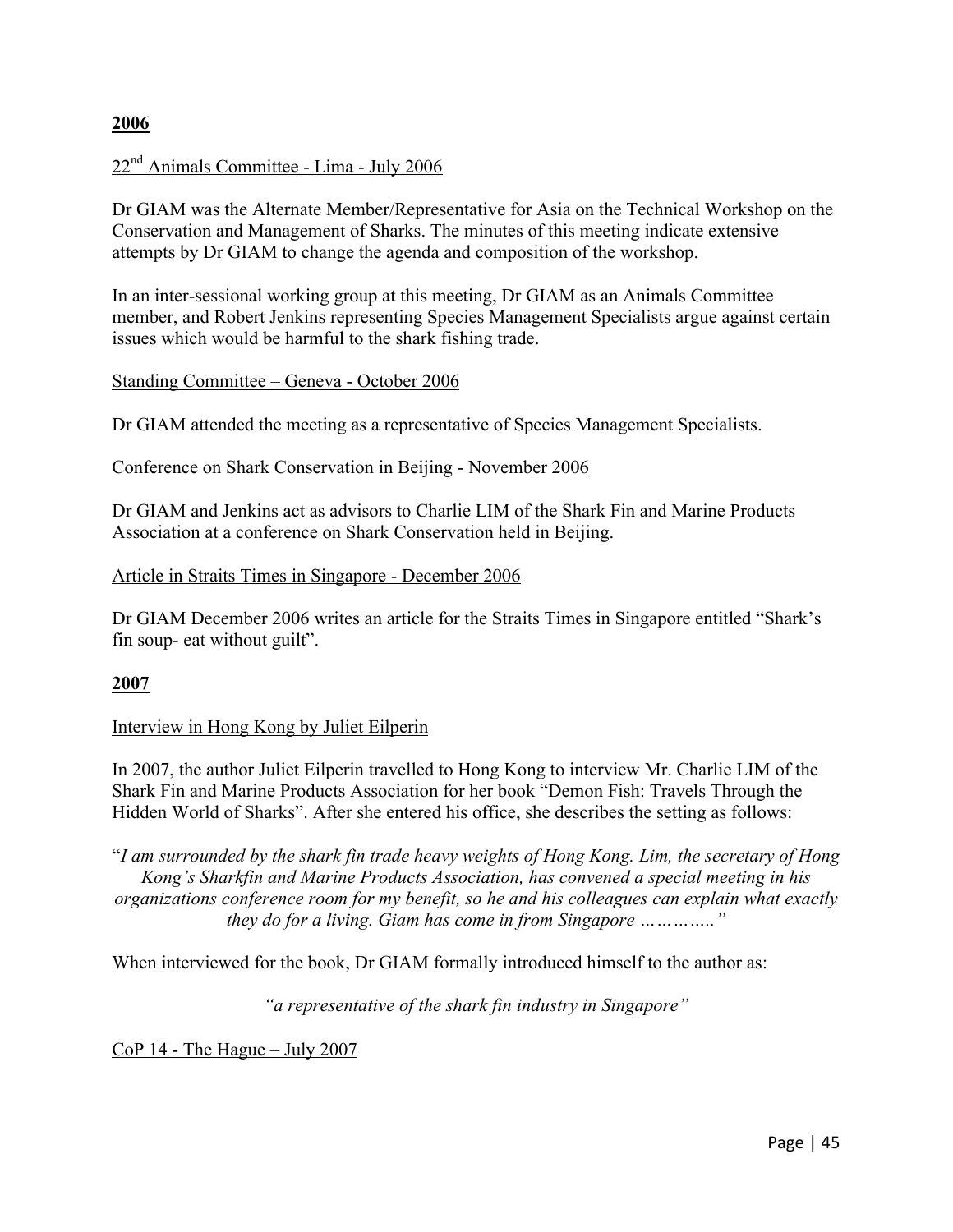**2006**

22nd Animals Committee - Lima - July 2006

Dr GIAM was the Alternate Member/Representative for Asia on the Technical Workshop on the Conservation and Management of Sharks. The minutes of this meeting indicate extensive attempts by Dr GIAM to change the agenda and composition of the workshop.

In an inter-sessional working group at this meeting, Dr GIAM as an Animals Committee member, and Robert Jenkins representing Species Management Specialists argue against certain issues which would be harmful to the shark fishing trade.

Standing Committee – Geneva - October 2006

Dr GIAM attended the meeting as a representative of Species Management Specialists.

Conference on Shark Conservation in Beijing - November 2006

Dr GIAM and Jenkins act as advisors to Charlie LIM of the Shark Fin and Marine Products Association at a conference on Shark Conservation held in Beijing.

Article in Straits Times in Singapore - December 2006

Dr GIAM December 2006 writes an article for the Straits Times in Singapore entitled "Shark's fin soup- eat without guilt".

**2007**

Interview in Hong Kong by Juliet Eilperin

In 2007, the author Juliet Eilperin travelled to Hong Kong to interview Mr. Charlie LIM of the Shark Fin and Marine Products Association for her book "Demon Fish: Travels Through the Hidden World of Sharks". After she entered his office, she describes the setting as follows:

"*I am surrounded by the shark fin trade heavy weights of Hong Kong. Lim, the secretary of Hong Kong's Sharkfin and Marine Products Association, has convened a special meeting in his organizations conference room for my benefit, so he and his colleagues can explain what exactly they do for a living. Giam has come in from Singapore ………….."*

When interviewed for the book, Dr GIAM formally introduced himself to the author as:

*"a representative of the shark fin industry in Singapore"*

CoP 14 - The Hague – July 2007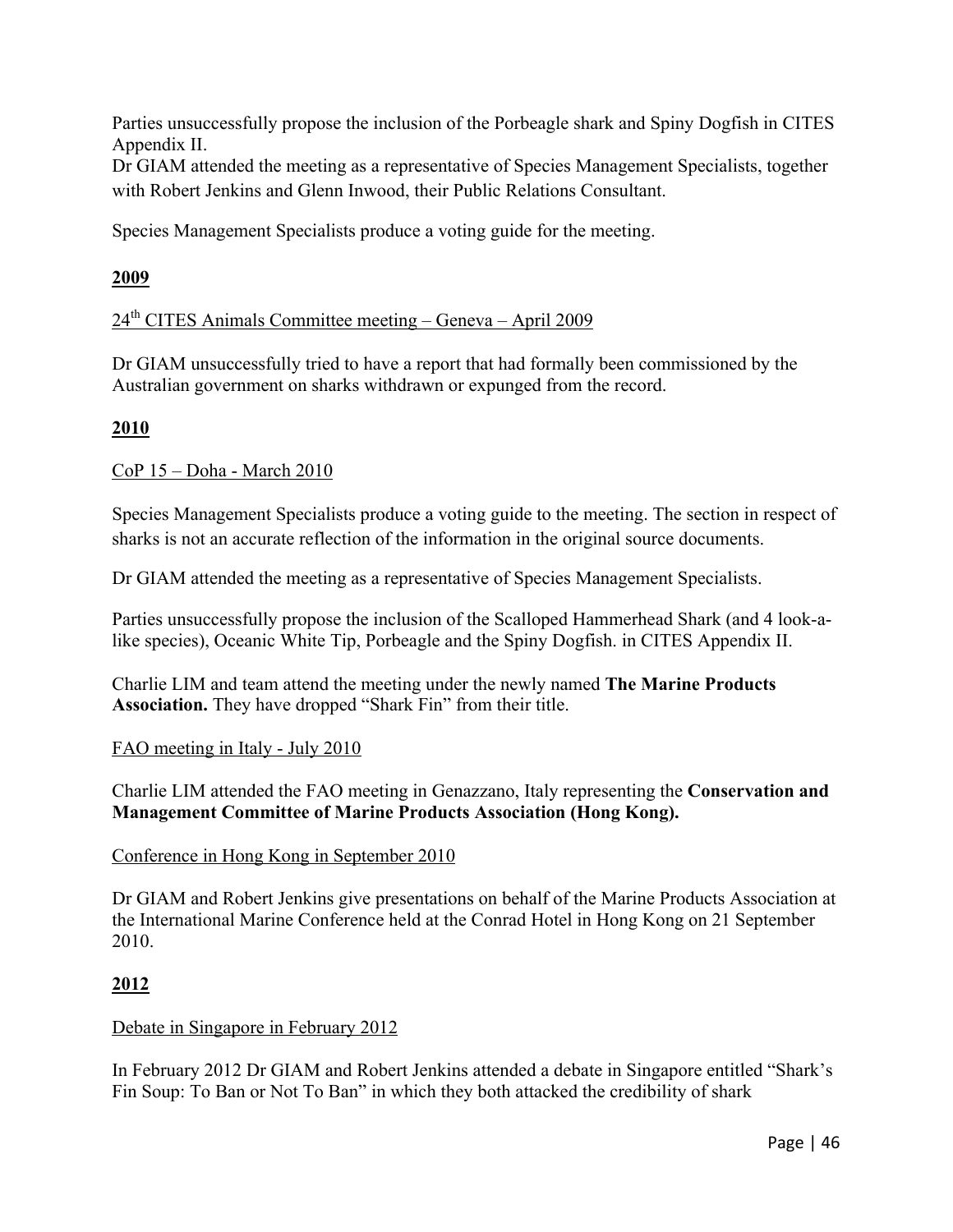Parties unsuccessfully propose the inclusion of the Porbeagle shark and Spiny Dogfish in CITES Appendix II.

Dr GIAM attended the meeting as a representative of Species Management Specialists, together with Robert Jenkins and Glenn Inwood, their Public Relations Consultant.

Species Management Specialists produce a voting guide for the meeting.

## 2009

24th CITES Animals Committee meeting – Geneva – April 2009

Dr GIAM unsuccessfully tried to have a report that had formally been commissioned by the Australian government on sharks withdrawn or expunged from the record.

## 2010

CoP 15 – Doha - March 2010

Species Management Specialists produce a voting guide to the meeting. The section in respect of sharks is not an accurate reflection of the information in the original source documents.

Dr GIAM attended the meeting as a representative of Species Management Specialists.

Parties unsuccessfully propose the inclusion of the Scalloped Hammerhead Shark (and 4 look-a-like species), Oceanic White Tip, Porbeagle and the Spiny Dogfish. in CITES Appendix II.

Charlie LIM and team attend the meeting under the newly named **The Marine Products Association.** They have dropped "Shark Fin" from their title.

FAO meeting in Italy - July 2010

Charlie LIM attended the FAO meeting in Genazzano, Italy representing the **Conservation and Management Committee of Marine Products Association (Hong Kong).**

Conference in Hong Kong in September 2010

Dr GIAM and Robert Jenkins give presentations on behalf of the Marine Products Association at the International Marine Conference held at the Conrad Hotel in Hong Kong on 21 September 2010.

## 2012

Debate in Singapore in February 2012

In February 2012 Dr GIAM and Robert Jenkins attended a debate in Singapore entitled "Shark's Fin Soup: To Ban or Not To Ban" in which they both attacked the credibility of shark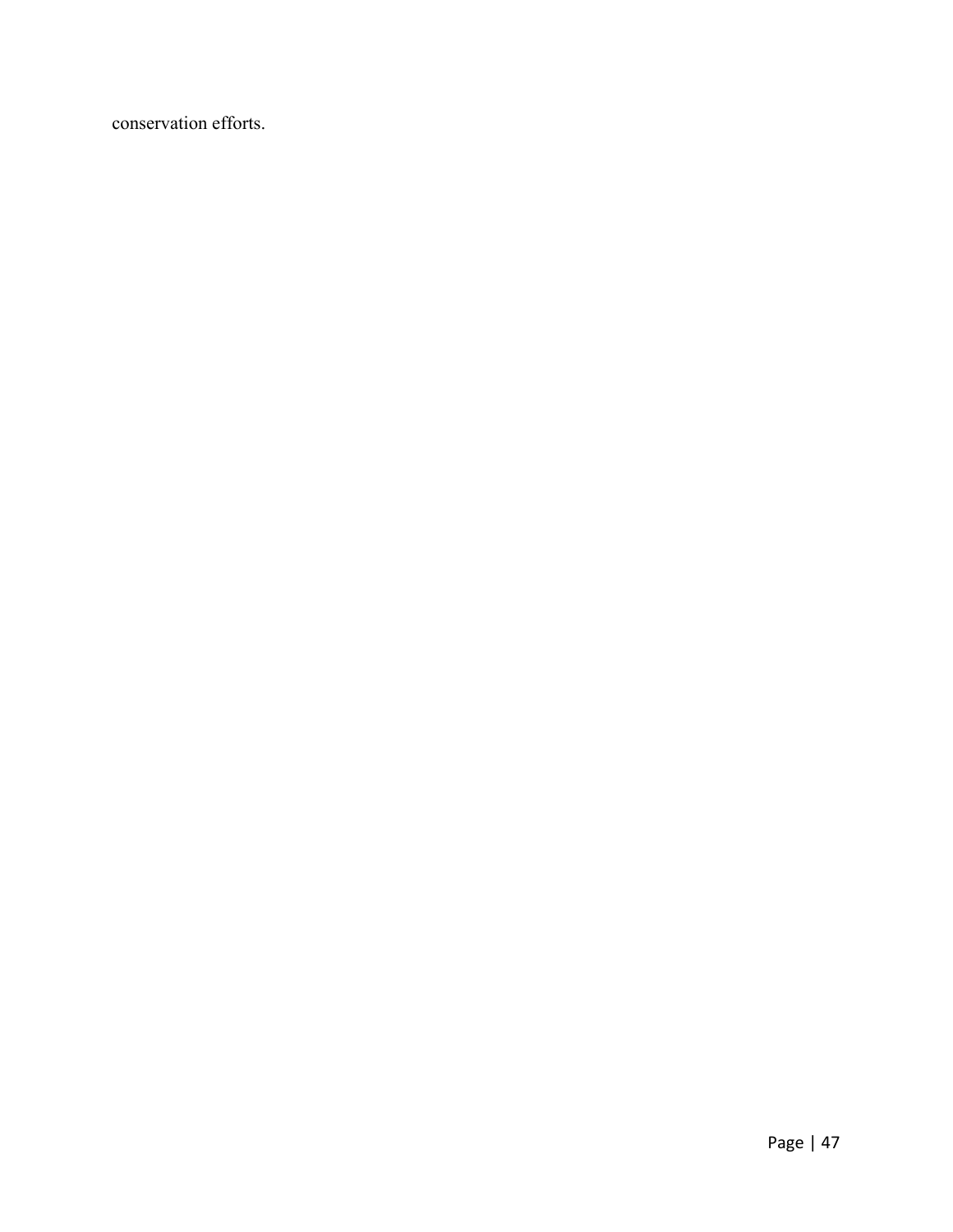conservation efforts.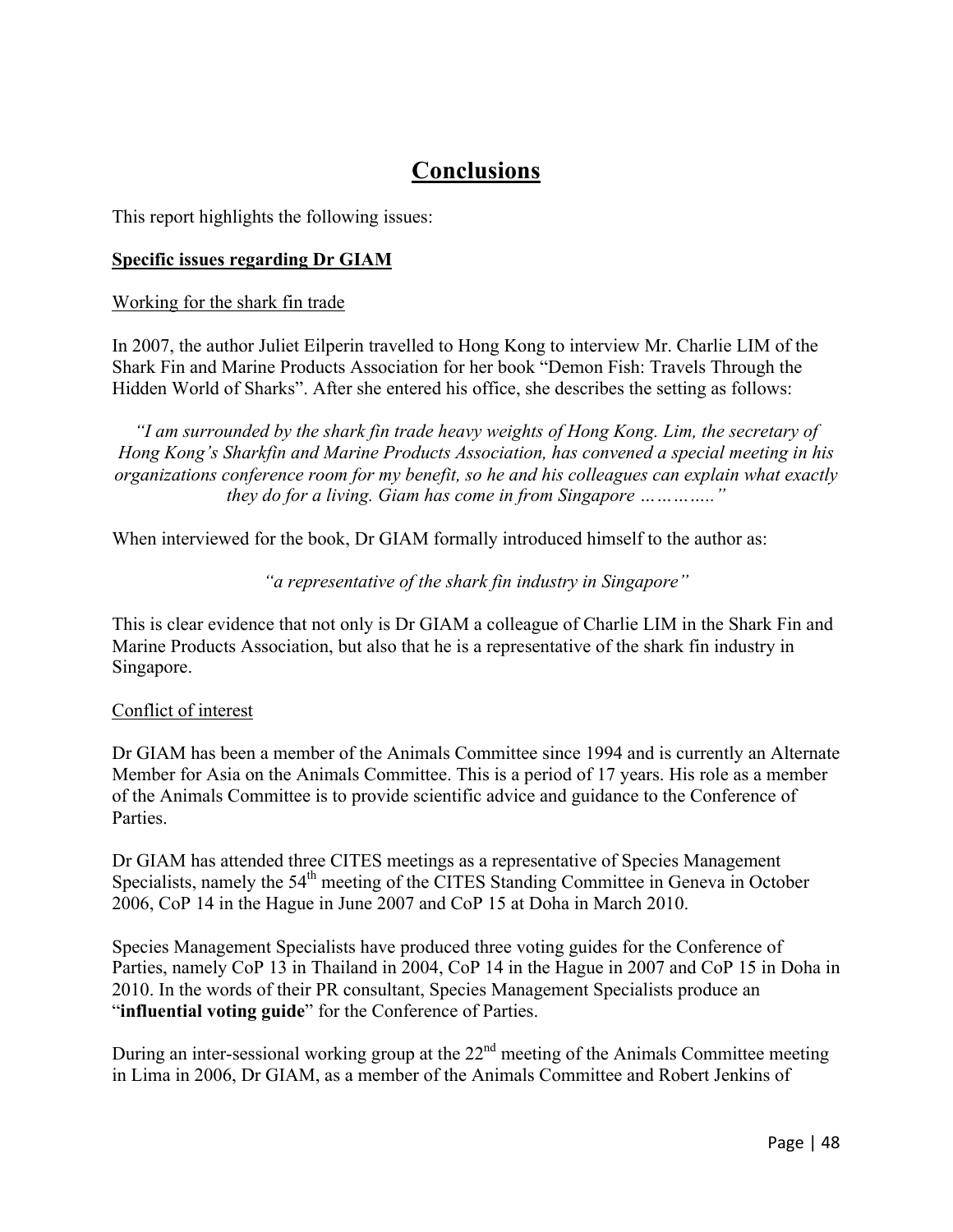# Conclusions

This report highlights the following issues:

**Specific issues regarding Dr GIAM**

Working for the shark fin trade

In 2007, the author Juliet Eilperin travelled to Hong Kong to interview Mr. Charlie LIM of the Shark Fin and Marine Products Association for her book "Demon Fish: Travels Through the Hidden World of Sharks". After she entered his office, she describes the setting as follows:

> *"I am surrounded by the shark fin trade heavy weights of Hong Kong. Lim, the secretary of Hong Kong's Sharkfin and Marine Products Association, has convened a special meeting in his organizations conference room for my benefit, so he and his colleagues can explain what exactly they do for a living. Giam has come in from Singapore ………….."*

When interviewed for the book, Dr GIAM formally introduced himself to the author as:

> *"a representative of the shark fin industry in Singapore"*

This is clear evidence that not only is Dr GIAM a colleague of Charlie LIM in the Shark Fin and Marine Products Association, but also that he is a representative of the shark fin industry in Singapore.

Conflict of interest

Dr GIAM has been a member of the Animals Committee since 1994 and is currently an Alternate Member for Asia on the Animals Committee. This is a period of 17 years. His role as a member of the Animals Committee is to provide scientific advice and guidance to the Conference of Parties.

Dr GIAM has attended three CITES meetings as a representative of Species Management Specialists, namely the 54th meeting of the CITES Standing Committee in Geneva in October 2006, CoP 14 in the Hague in June 2007 and CoP 15 at Doha in March 2010.

Species Management Specialists have produced three voting guides for the Conference of Parties, namely CoP 13 in Thailand in 2004, CoP 14 in the Hague in 2007 and CoP 15 in Doha in 2010. In the words of their PR consultant, Species Management Specialists produce an "**influential voting guide**" for the Conference of Parties.

During an inter-sessional working group at the 22nd meeting of the Animals Committee meeting in Lima in 2006, Dr GIAM, as a member of the Animals Committee and Robert Jenkins of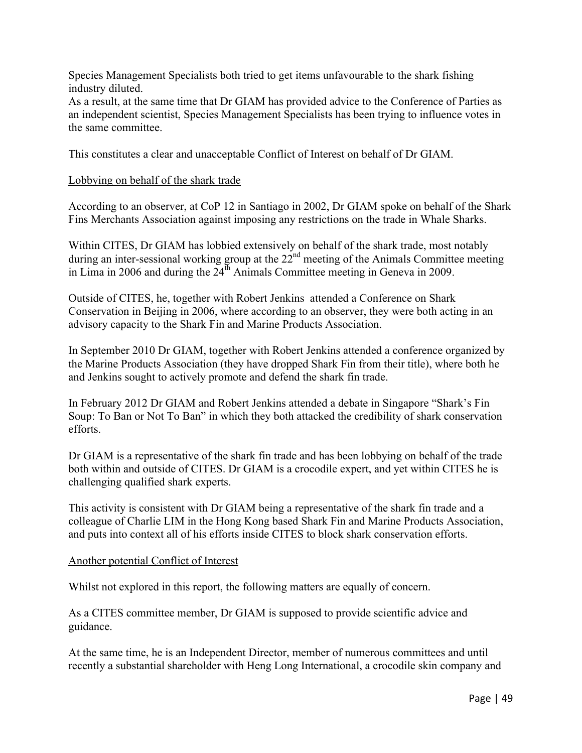Species Management Specialists both tried to get items unfavourable to the shark fishing industry diluted.
As a result, at the same time that Dr GIAM has provided advice to the Conference of Parties as an independent scientist, Species Management Specialists has been trying to influence votes in the same committee.

This constitutes a clear and unacceptable Conflict of Interest on behalf of Dr GIAM.

<u>Lobbying on behalf of the shark trade</u>

According to an observer, at CoP 12 in Santiago in 2002, Dr GIAM spoke on behalf of the Shark Fins Merchants Association against imposing any restrictions on the trade in Whale Sharks.

Within CITES, Dr GIAM has lobbied extensively on behalf of the shark trade, most notably during an inter-sessional working group at the 22nd meeting of the Animals Committee meeting in Lima in 2006 and during the 24th Animals Committee meeting in Geneva in 2009.

Outside of CITES, he, together with Robert Jenkins attended a Conference on Shark Conservation in Beijing in 2006, where according to an observer, they were both acting in an advisory capacity to the Shark Fin and Marine Products Association.

In September 2010 Dr GIAM, together with Robert Jenkins attended a conference organized by the Marine Products Association (they have dropped Shark Fin from their title), where both he and Jenkins sought to actively promote and defend the shark fin trade.

In February 2012 Dr GIAM and Robert Jenkins attended a debate in Singapore "Shark's Fin Soup: To Ban or Not To Ban" in which they both attacked the credibility of shark conservation efforts.

Dr GIAM is a representative of the shark fin trade and has been lobbying on behalf of the trade both within and outside of CITES. Dr GIAM is a crocodile expert, and yet within CITES he is challenging qualified shark experts.

This activity is consistent with Dr GIAM being a representative of the shark fin trade and a colleague of Charlie LIM in the Hong Kong based Shark Fin and Marine Products Association, and puts into context all of his efforts inside CITES to block shark conservation efforts.

<u>Another potential Conflict of Interest</u>

Whilst not explored in this report, the following matters are equally of concern.

As a CITES committee member, Dr GIAM is supposed to provide scientific advice and guidance.

At the same time, he is an Independent Director, member of numerous committees and until recently a substantial shareholder with Heng Long International, a crocodile skin company and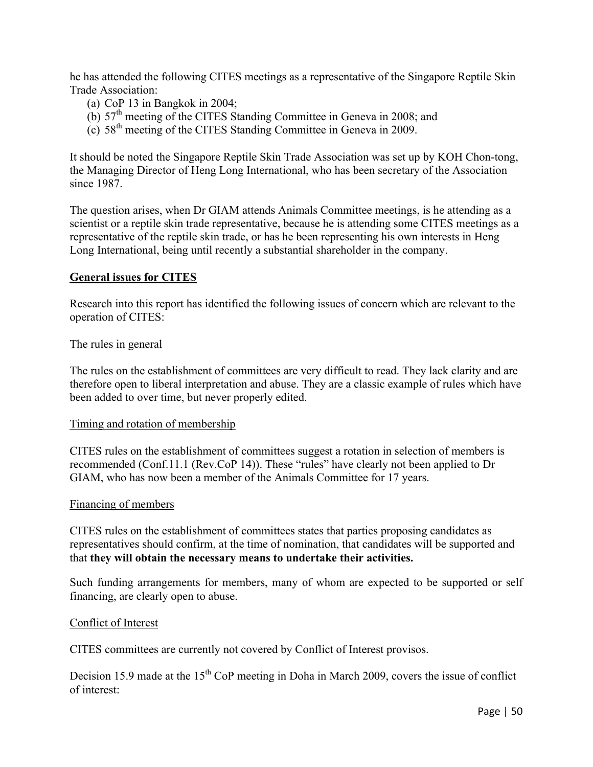he has attended the following CITES meetings as a representative of the Singapore Reptile Skin Trade Association:

(a) CoP 13 in Bangkok in 2004;
(b) 57th meeting of the CITES Standing Committee in Geneva in 2008; and
(c) 58th meeting of the CITES Standing Committee in Geneva in 2009.

It should be noted the Singapore Reptile Skin Trade Association was set up by KOH Chon-tong, the Managing Director of Heng Long International, who has been secretary of the Association since 1987.

The question arises, when Dr GIAM attends Animals Committee meetings, is he attending as a scientist or a reptile skin trade representative, because he is attending some CITES meetings as a representative of the reptile skin trade, or has he been representing his own interests in Heng Long International, being until recently a substantial shareholder in the company.

## General issues for CITES

Research into this report has identified the following issues of concern which are relevant to the operation of CITES:

### The rules in general

The rules on the establishment of committees are very difficult to read. They lack clarity and are therefore open to liberal interpretation and abuse. They are a classic example of rules which have been added to over time, but never properly edited.

### Timing and rotation of membership

CITES rules on the establishment of committees suggest a rotation in selection of members is recommended (Conf.11.1 (Rev.CoP 14)). These "rules" have clearly not been applied to Dr GIAM, who has now been a member of the Animals Committee for 17 years.

### Financing of members

CITES rules on the establishment of committees states that parties proposing candidates as representatives should confirm, at the time of nomination, that candidates will be supported and that **they will obtain the necessary means to undertake their activities.**

Such funding arrangements for members, many of whom are expected to be supported or self financing, are clearly open to abuse.

### Conflict of Interest

CITES committees are currently not covered by Conflict of Interest provisos.

Decision 15.9 made at the 15th CoP meeting in Doha in March 2009, covers the issue of conflict of interest: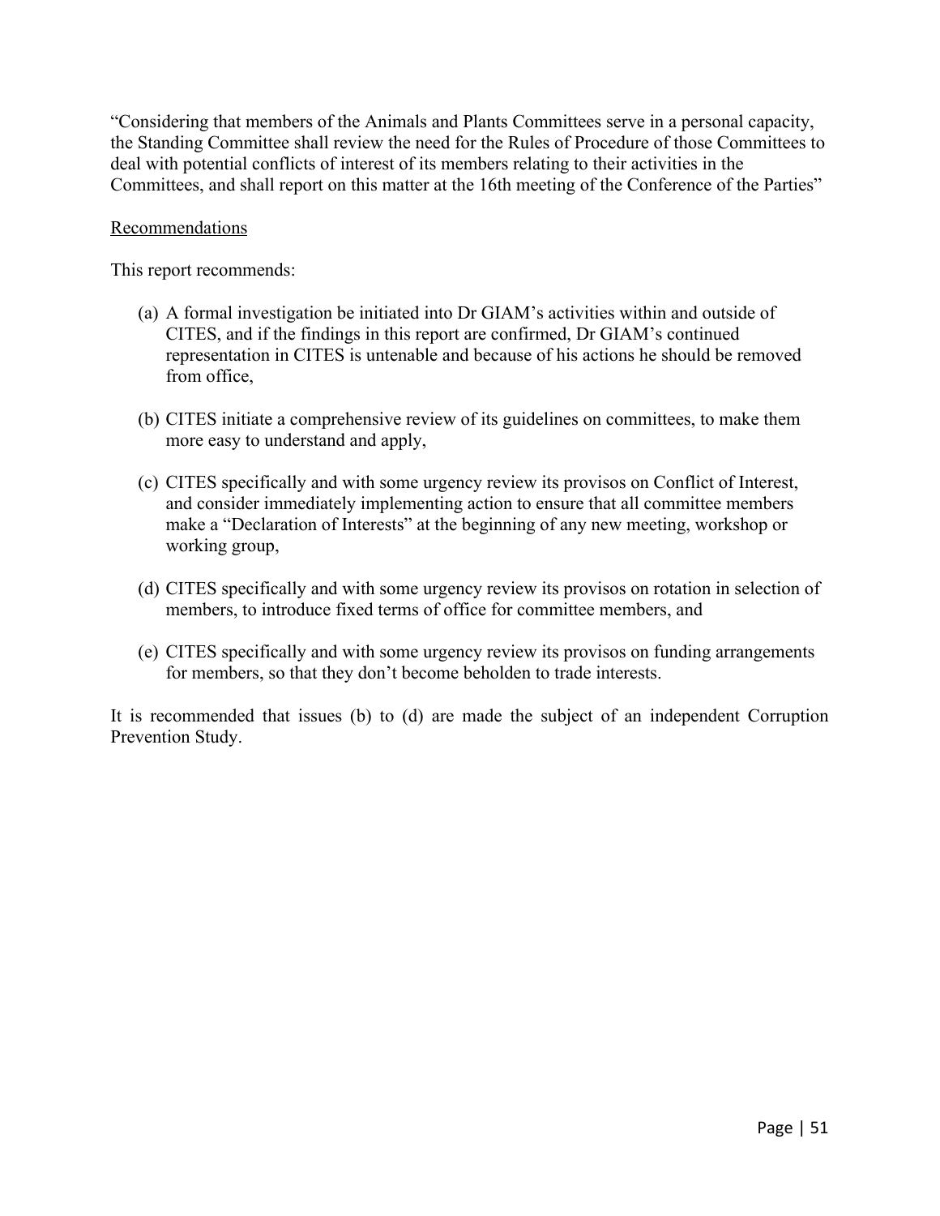"Considering that members of the Animals and Plants Committees serve in a personal capacity, the Standing Committee shall review the need for the Rules of Procedure of those Committees to deal with potential conflicts of interest of its members relating to their activities in the Committees, and shall report on this matter at the 16th meeting of the Conference of the Parties"

Recommendations

This report recommends:

(a) A formal investigation be initiated into Dr GIAM's activities within and outside of CITES, and if the findings in this report are confirmed, Dr GIAM's continued representation in CITES is untenable and because of his actions he should be removed from office,

(b) CITES initiate a comprehensive review of its guidelines on committees, to make them more easy to understand and apply,

(c) CITES specifically and with some urgency review its provisos on Conflict of Interest, and consider immediately implementing action to ensure that all committee members make a "Declaration of Interests" at the beginning of any new meeting, workshop or working group,

(d) CITES specifically and with some urgency review its provisos on rotation in selection of members, to introduce fixed terms of office for committee members, and

(e) CITES specifically and with some urgency review its provisos on funding arrangements for members, so that they don't become beholden to trade interests.

It is recommended that issues (b) to (d) are made the subject of an independent Corruption Prevention Study.